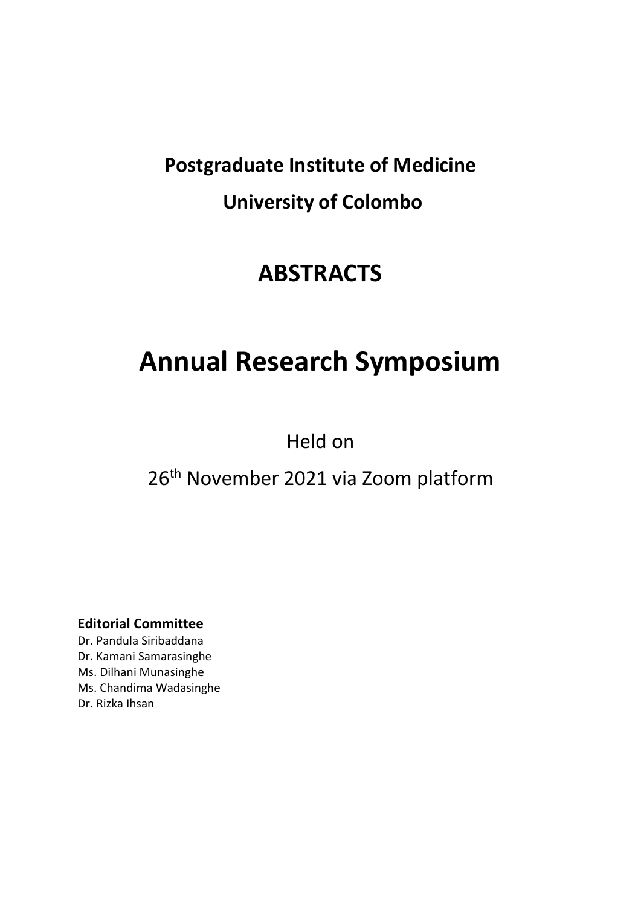**Postgraduate Institute of Medicine**

**University of Colombo**

# ABSTRACTS

# Annual Research Symposium

Held on

26th November 2021 via Zoom platform

**Editorial Committee**

Dr. Pandula Siribaddana  
Dr. Kamani Samarasinghe  
Ms. Dilhani Munasinghe  
Ms. Chandima Wadasinghe  
Dr. Rizka Ihsan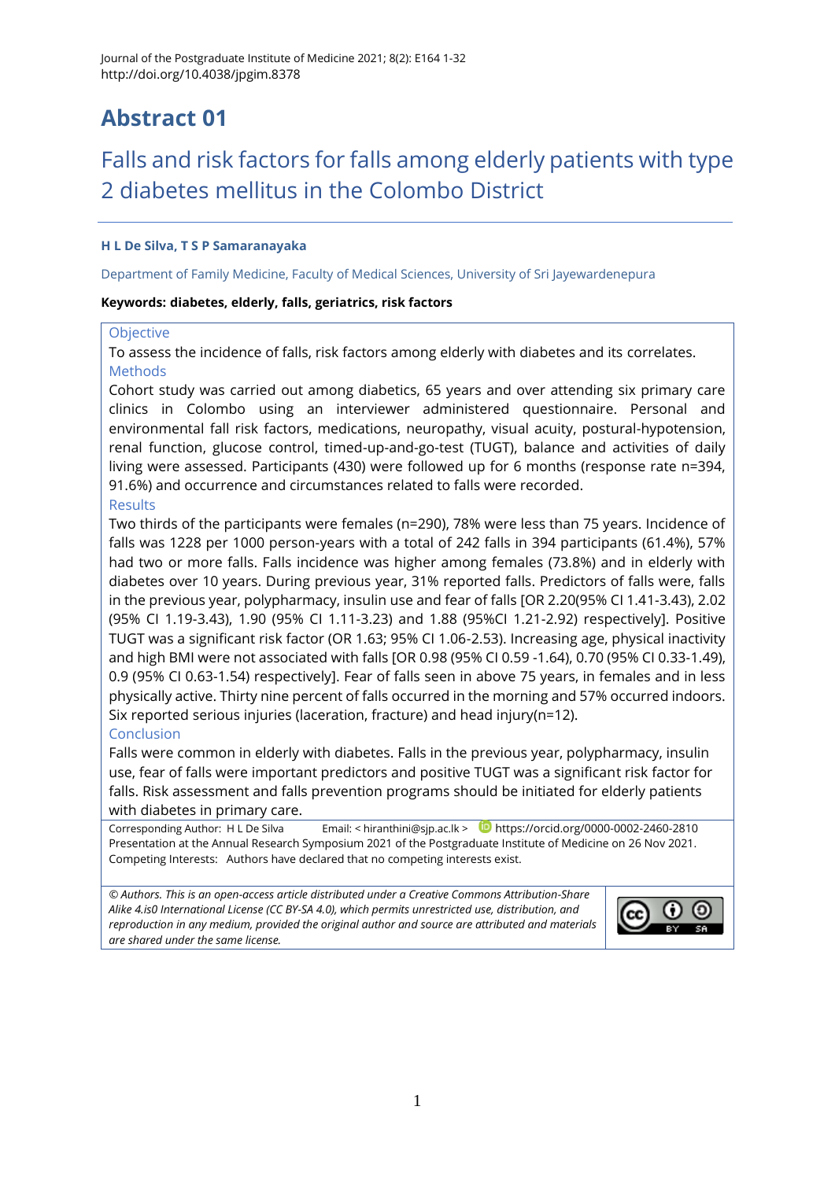# Abstract 01

## Falls and risk factors for falls among elderly patients with type 2 diabetes mellitus in the Colombo District

**H L De Silva, T S P Samaranayaka**

Department of Family Medicine, Faculty of Medical Sciences, University of Sri Jayewardenepura

**Keywords: diabetes, elderly, falls, geriatrics, risk factors**

### Objective

To assess the incidence of falls, risk factors among elderly with diabetes and its correlates.

### Methods

Cohort study was carried out among diabetics, 65 years and over attending six primary care clinics in Colombo using an interviewer administered questionnaire. Personal and environmental fall risk factors, medications, neuropathy, visual acuity, postural-hypotension, renal function, glucose control, timed-up-and-go-test (TUGT), balance and activities of daily living were assessed. Participants (430) were followed up for 6 months (response rate n=394, 91.6%) and occurrence and circumstances related to falls were recorded.

### Results

Two thirds of the participants were females (n=290), 78% were less than 75 years. Incidence of falls was 1228 per 1000 person-years with a total of 242 falls in 394 participants (61.4%), 57% had two or more falls. Falls incidence was higher among females (73.8%) and in elderly with diabetes over 10 years. During previous year, 31% reported falls. Predictors of falls were, falls in the previous year, polypharmacy, insulin use and fear of falls [OR 2.20(95% CI 1.41-3.43), 2.02 (95% CI 1.19-3.43), 1.90 (95% CI 1.11-3.23) and 1.88 (95%CI 1.21-2.92) respectively]. Positive TUGT was a significant risk factor (OR 1.63; 95% CI 1.06-2.53). Increasing age, physical inactivity and high BMI were not associated with falls [OR 0.98 (95% CI 0.59 -1.64), 0.70 (95% CI 0.33-1.49), 0.9 (95% CI 0.63-1.54) respectively]. Fear of falls seen in above 75 years, in females and in less physically active. Thirty nine percent of falls occurred in the morning and 57% occurred indoors. Six reported serious injuries (laceration, fracture) and head injury(n=12).

### Conclusion

Falls were common in elderly with diabetes. Falls in the previous year, polypharmacy, insulin use, fear of falls were important predictors and positive TUGT was a significant risk factor for falls. Risk assessment and falls prevention programs should be initiated for elderly patients with diabetes in primary care.

Corresponding Author: H L De Silva    Email: < hiranthini@sjp.ac.lk >    https://orcid.org/0000-0002-2460-2810

Presentation at the Annual Research Symposium 2021 of the Postgraduate Institute of Medicine on 26 Nov 2021.

Competing Interests: Authors have declared that no competing interests exist.

*© Authors. This is an open-access article distributed under a Creative Commons Attribution-Share Alike 4.is0 International License (CC BY-SA 4.0), which permits unrestricted use, distribution, and reproduction in any medium, provided the original author and source are attributed and materials are shared under the same license.*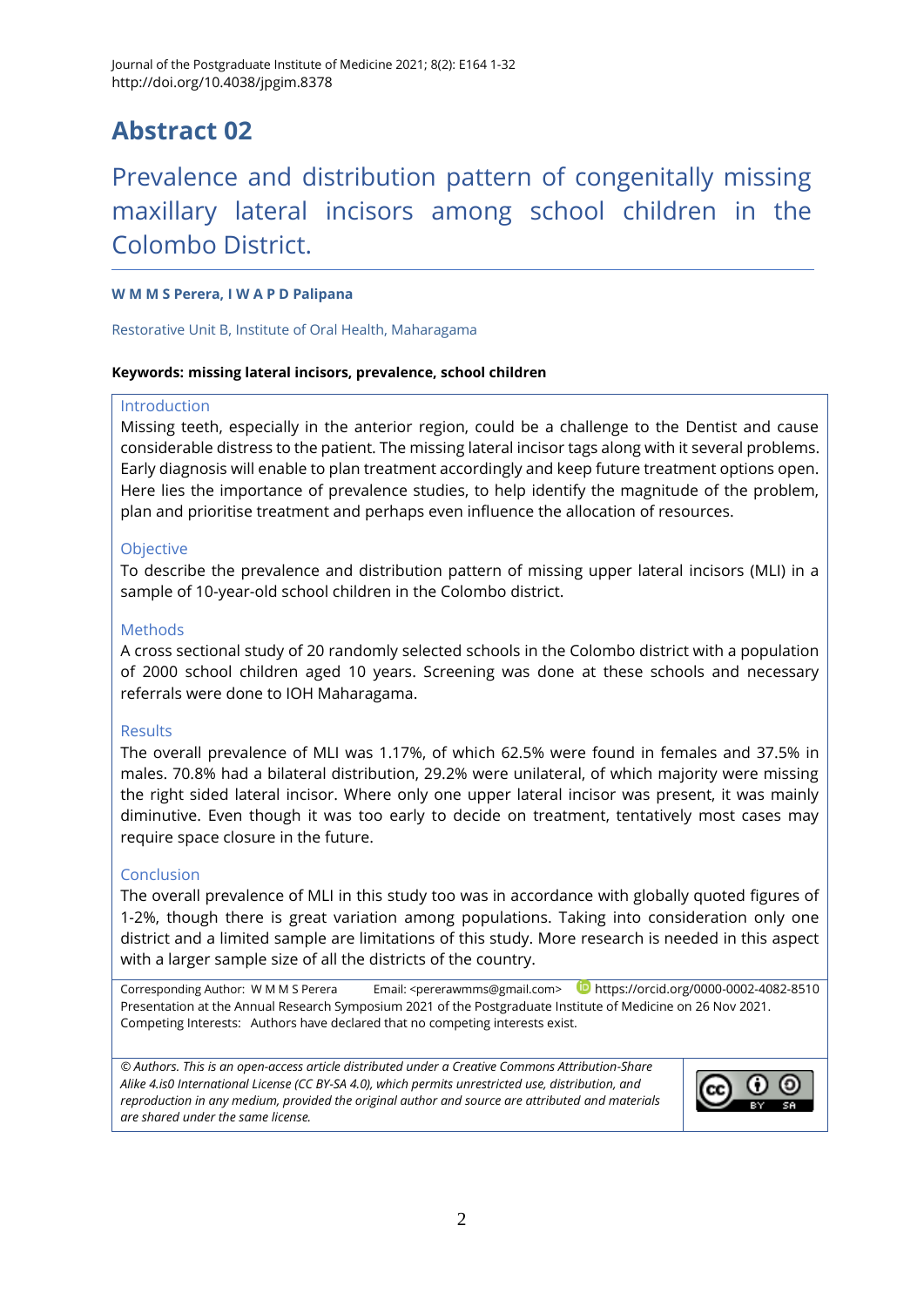# Abstract 02

## Prevalence and distribution pattern of congenitally missing maxillary lateral incisors among school children in the Colombo District.

**W M M S Perera, I W A P D Palipana**

Restorative Unit B, Institute of Oral Health, Maharagama

**Keywords: missing lateral incisors, prevalence, school children**

### Introduction

Missing teeth, especially in the anterior region, could be a challenge to the Dentist and cause considerable distress to the patient. The missing lateral incisor tags along with it several problems. Early diagnosis will enable to plan treatment accordingly and keep future treatment options open. Here lies the importance of prevalence studies, to help identify the magnitude of the problem, plan and prioritise treatment and perhaps even influence the allocation of resources.

### Objective

To describe the prevalence and distribution pattern of missing upper lateral incisors (MLI) in a sample of 10-year-old school children in the Colombo district.

### Methods

A cross sectional study of 20 randomly selected schools in the Colombo district with a population of 2000 school children aged 10 years. Screening was done at these schools and necessary referrals were done to IOH Maharagama.

### Results

The overall prevalence of MLI was 1.17%, of which 62.5% were found in females and 37.5% in males. 70.8% had a bilateral distribution, 29.2% were unilateral, of which majority were missing the right sided lateral incisor. Where only one upper lateral incisor was present, it was mainly diminutive. Even though it was too early to decide on treatment, tentatively most cases may require space closure in the future.

### Conclusion

The overall prevalence of MLI in this study too was in accordance with globally quoted figures of 1-2%, though there is great variation among populations. Taking into consideration only one district and a limited sample are limitations of this study. More research is needed in this aspect with a larger sample size of all the districts of the country.

Corresponding Author: W M M S Perera Email: <pererawmms@gmail.com> https://orcid.org/0000-0002-4082-8510
Presentation at the Annual Research Symposium 2021 of the Postgraduate Institute of Medicine on 26 Nov 2021.
Competing Interests: Authors have declared that no competing interests exist.

*© Authors. This is an open-access article distributed under a Creative Commons Attribution-Share Alike 4.is0 International License (CC BY-SA 4.0), which permits unrestricted use, distribution, and reproduction in any medium, provided the original author and source are attributed and materials are shared under the same license.*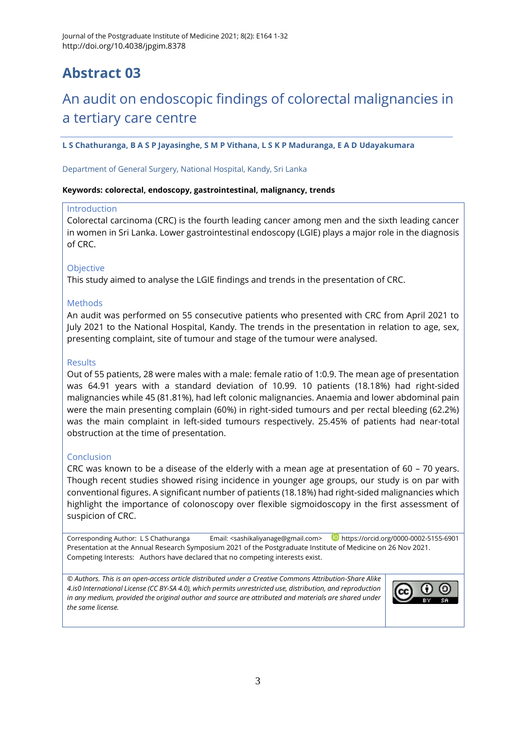# Abstract 03

## An audit on endoscopic findings of colorectal malignancies in a tertiary care centre

**L S Chathuranga, B A S P Jayasinghe, S M P Vithana, L S K P Maduranga, E A D Udayakumara**

Department of General Surgery, National Hospital, Kandy, Sri Lanka

**Keywords: colorectal, endoscopy, gastrointestinal, malignancy, trends**

### Introduction

Colorectal carcinoma (CRC) is the fourth leading cancer among men and the sixth leading cancer in women in Sri Lanka. Lower gastrointestinal endoscopy (LGIE) plays a major role in the diagnosis of CRC.

### Objective

This study aimed to analyse the LGIE findings and trends in the presentation of CRC.

### Methods

An audit was performed on 55 consecutive patients who presented with CRC from April 2021 to July 2021 to the National Hospital, Kandy. The trends in the presentation in relation to age, sex, presenting complaint, site of tumour and stage of the tumour were analysed.

### Results

Out of 55 patients, 28 were males with a male: female ratio of 1:0.9. The mean age of presentation was 64.91 years with a standard deviation of 10.99. 10 patients (18.18%) had right-sided malignancies while 45 (81.81%), had left colonic malignancies. Anaemia and lower abdominal pain were the main presenting complain (60%) in right-sided tumours and per rectal bleeding (62.2%) was the main complaint in left-sided tumours respectively. 25.45% of patients had near-total obstruction at the time of presentation.

### Conclusion

CRC was known to be a disease of the elderly with a mean age at presentation of 60 – 70 years. Though recent studies showed rising incidence in younger age groups, our study is on par with conventional figures. A significant number of patients (18.18%) had right-sided malignancies which highlight the importance of colonoscopy over flexible sigmoidoscopy in the first assessment of suspicion of CRC.

Corresponding Author: L S Chathuranga Email: <sashikaliyanage@gmail.com> https://orcid.org/0000-0002-5155-6901
Presentation at the Annual Research Symposium 2021 of the Postgraduate Institute of Medicine on 26 Nov 2021.
Competing Interests: Authors have declared that no competing interests exist.

*© Authors. This is an open-access article distributed under a Creative Commons Attribution-Share Alike 4.is0 International License (CC BY-SA 4.0), which permits unrestricted use, distribution, and reproduction in any medium, provided the original author and source are attributed and materials are shared under the same license.*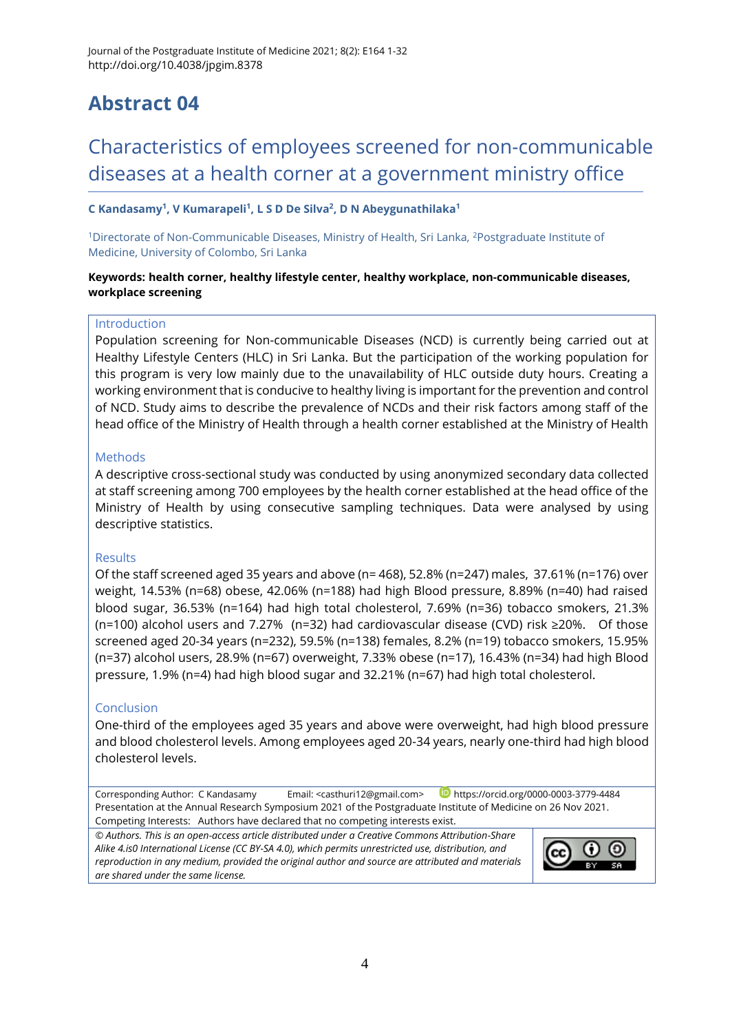# Abstract 04

## Characteristics of employees screened for non-communicable diseases at a health corner at a government ministry office

**C Kandasamy[1], V Kumarapeli[1], L S D De Silva[2], D N Abeygunathilaka[1]**

[1]Directorate of Non-Communicable Diseases, Ministry of Health, Sri Lanka, [2]Postgraduate Institute of Medicine, University of Colombo, Sri Lanka

**Keywords: health corner, healthy lifestyle center, healthy workplace, non-communicable diseases, workplace screening**

### Introduction

Population screening for Non-communicable Diseases (NCD) is currently being carried out at Healthy Lifestyle Centers (HLC) in Sri Lanka. But the participation of the working population for this program is very low mainly due to the unavailability of HLC outside duty hours. Creating a working environment that is conducive to healthy living is important for the prevention and control of NCD. Study aims to describe the prevalence of NCDs and their risk factors among staff of the head office of the Ministry of Health through a health corner established at the Ministry of Health

### Methods

A descriptive cross-sectional study was conducted by using anonymized secondary data collected at staff screening among 700 employees by the health corner established at the head office of the Ministry of Health by using consecutive sampling techniques. Data were analysed by using descriptive statistics.

### Results

Of the staff screened aged 35 years and above (n= 468), 52.8% (n=247) males, 37.61% (n=176) over weight, 14.53% (n=68) obese, 42.06% (n=188) had high Blood pressure, 8.89% (n=40) had raised blood sugar, 36.53% (n=164) had high total cholesterol, 7.69% (n=36) tobacco smokers, 21.3% (n=100) alcohol users and 7.27% (n=32) had cardiovascular disease (CVD) risk ≥20%. Of those screened aged 20-34 years (n=232), 59.5% (n=138) females, 8.2% (n=19) tobacco smokers, 15.95% (n=37) alcohol users, 28.9% (n=67) overweight, 7.33% obese (n=17), 16.43% (n=34) had high Blood pressure, 1.9% (n=4) had high blood sugar and 32.21% (n=67) had high total cholesterol.

### Conclusion

One-third of the employees aged 35 years and above were overweight, had high blood pressure and blood cholesterol levels. Among employees aged 20-34 years, nearly one-third had high blood cholesterol levels.

Corresponding Author: C Kandasamy Email: <casthuri12@gmail.com> https://orcid.org/0000-0003-3779-4484

Presentation at the Annual Research Symposium 2021 of the Postgraduate Institute of Medicine on 26 Nov 2021.

Competing Interests: Authors have declared that no competing interests exist.

*© Authors. This is an open-access article distributed under a Creative Commons Attribution-Share Alike 4.is0 International License (CC BY-SA 4.0), which permits unrestricted use, distribution, and reproduction in any medium, provided the original author and source are attributed and materials are shared under the same license.*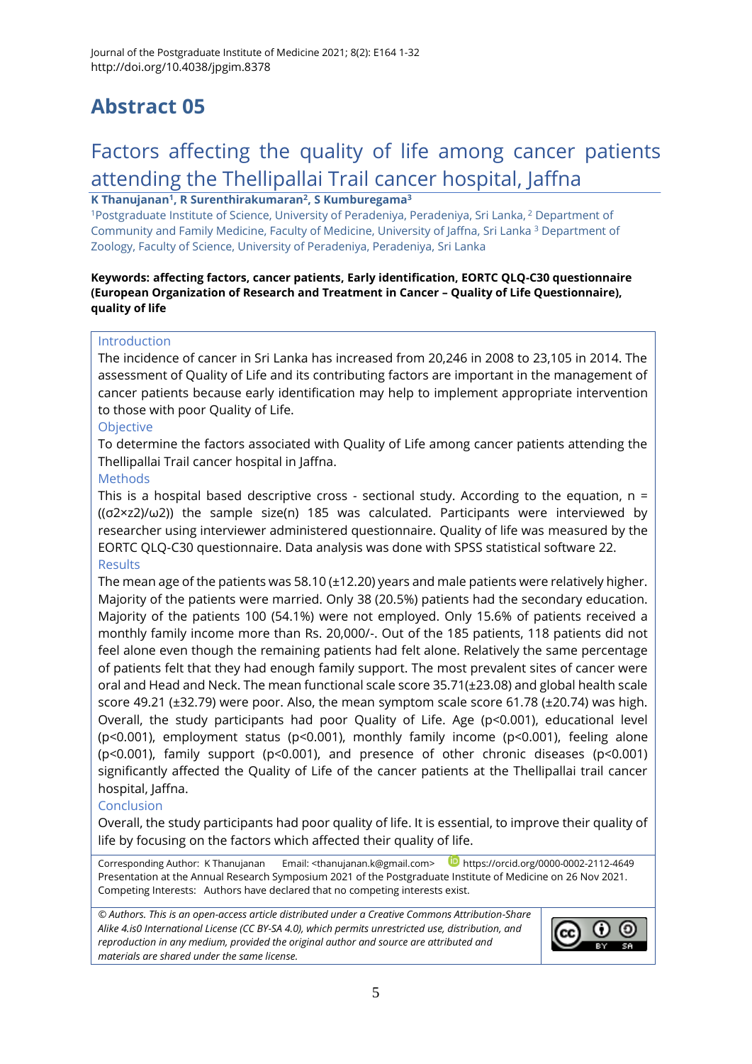# Abstract 05

## Factors affecting the quality of life among cancer patients attending the Thellipallai Trail cancer hospital, Jaffna

**K Thanujanan[1], R Surenthirakumaran[2], S Kumburegama[3]**

[1]Postgraduate Institute of Science, University of Peradeniya, Peradeniya, Sri Lanka, [2] Department of Community and Family Medicine, Faculty of Medicine, University of Jaffna, Sri Lanka [3] Department of Zoology, Faculty of Science, University of Peradeniya, Peradeniya, Sri Lanka

**Keywords: affecting factors, cancer patients, Early identification, EORTC QLQ-C30 questionnaire (European Organization of Research and Treatment in Cancer – Quality of Life Questionnaire), quality of life**

### Introduction

The incidence of cancer in Sri Lanka has increased from 20,246 in 2008 to 23,105 in 2014. The assessment of Quality of Life and its contributing factors are important in the management of cancer patients because early identification may help to implement appropriate intervention to those with poor Quality of Life.

### Objective

To determine the factors associated with Quality of Life among cancer patients attending the Thellipallai Trail cancer hospital in Jaffna.

### Methods

This is a hospital based descriptive cross - sectional study. According to the equation, $n = ((\sigma 2 \times z2)/\omega 2))$ the sample size(n) 185 was calculated. Participants were interviewed by researcher using interviewer administered questionnaire. Quality of life was measured by the EORTC QLQ-C30 questionnaire. Data analysis was done with SPSS statistical software 22.

### Results

The mean age of the patients was 58.10 (±12.20) years and male patients were relatively higher. Majority of the patients were married. Only 38 (20.5%) patients had the secondary education. Majority of the patients 100 (54.1%) were not employed. Only 15.6% of patients received a monthly family income more than Rs. 20,000/-. Out of the 185 patients, 118 patients did not feel alone even though the remaining patients had felt alone. Relatively the same percentage of patients felt that they had enough family support. The most prevalent sites of cancer were oral and Head and Neck. The mean functional scale score 35.71(±23.08) and global health scale score 49.21 (±32.79) were poor. Also, the mean symptom scale score 61.78 (±20.74) was high. Overall, the study participants had poor Quality of Life. Age ($p<0.001$), educational level ($p<0.001$), employment status ($p<0.001$), monthly family income ($p<0.001$), feeling alone ($p<0.001$), family support ($p<0.001$), and presence of other chronic diseases ($p<0.001$) significantly affected the Quality of Life of the cancer patients at the Thellipallai trail cancer hospital, Jaffna.

### Conclusion

Overall, the study participants had poor quality of life. It is essential, to improve their quality of life by focusing on the factors which affected their quality of life.

Corresponding Author: K Thanujanan Email: <thanujanan.k@gmail.com> https://orcid.org/0000-0002-2112-4649
Presentation at the Annual Research Symposium 2021 of the Postgraduate Institute of Medicine on 26 Nov 2021.
Competing Interests: Authors have declared that no competing interests exist.

*© Authors. This is an open-access article distributed under a Creative Commons Attribution-Share Alike 4.is0 International License (CC BY-SA 4.0), which permits unrestricted use, distribution, and reproduction in any medium, provided the original author and source are attributed and materials are shared under the same license.*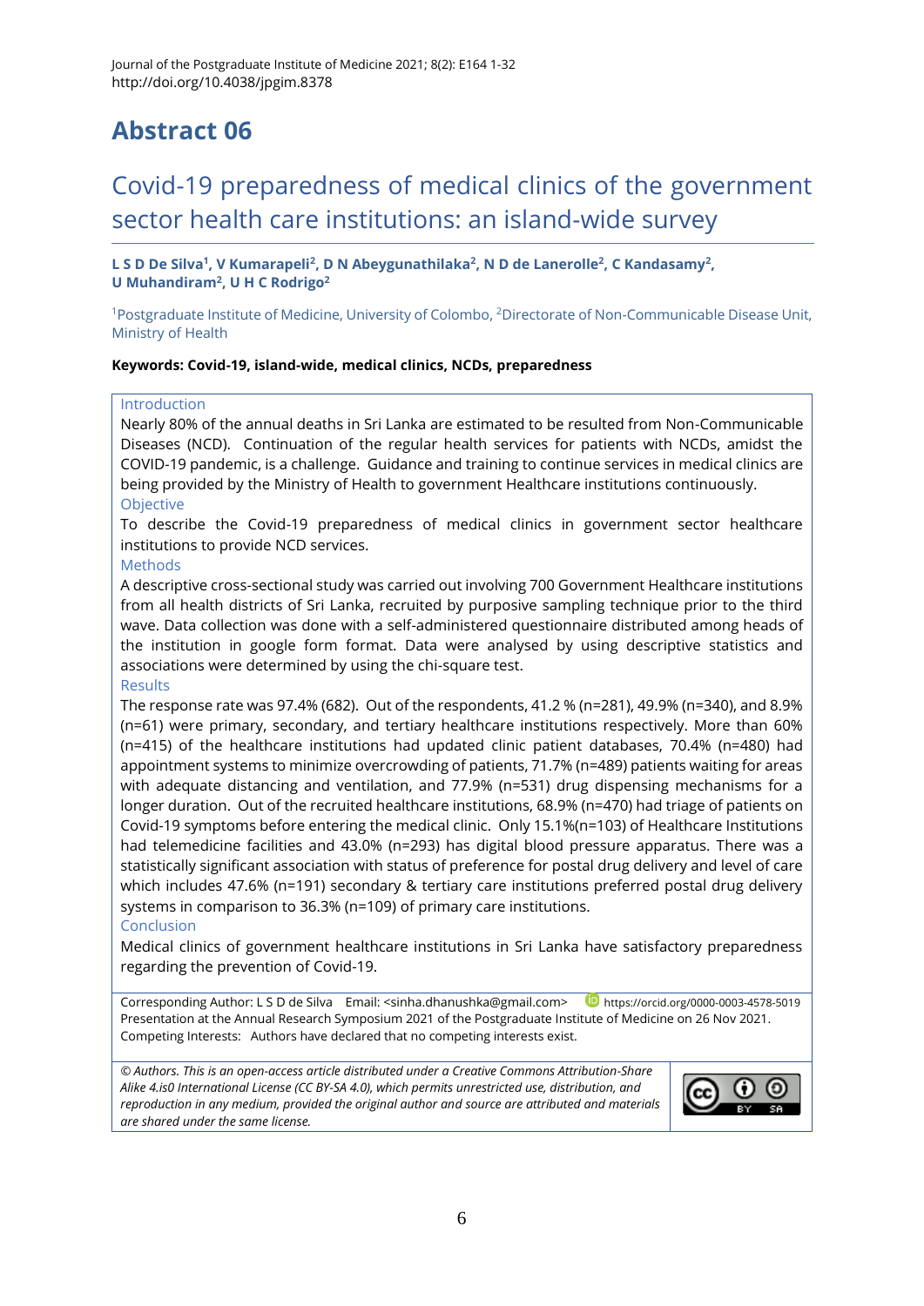# Abstract 06

## Covid-19 preparedness of medical clinics of the government sector health care institutions: an island-wide survey

**L S D De Silva[1], V Kumarapeli[2], D N Abeygunathilaka[2], N D de Lanerolle[2], C Kandasamy[2], U Muhandiram[2], U H C Rodrigo[2]**

[1]Postgraduate Institute of Medicine, University of Colombo, [2]Directorate of Non-Communicable Disease Unit, Ministry of Health

**Keywords: Covid-19, island-wide, medical clinics, NCDs, preparedness**

### Introduction

Nearly 80% of the annual deaths in Sri Lanka are estimated to be resulted from Non-Communicable Diseases (NCD). Continuation of the regular health services for patients with NCDs, amidst the COVID-19 pandemic, is a challenge. Guidance and training to continue services in medical clinics are being provided by the Ministry of Health to government Healthcare institutions continuously.

### Objective

To describe the Covid-19 preparedness of medical clinics in government sector healthcare institutions to provide NCD services.

### Methods

A descriptive cross-sectional study was carried out involving 700 Government Healthcare institutions from all health districts of Sri Lanka, recruited by purposive sampling technique prior to the third wave. Data collection was done with a self-administered questionnaire distributed among heads of the institution in google form format. Data were analysed by using descriptive statistics and associations were determined by using the chi-square test.

### Results

The response rate was 97.4% (682). Out of the respondents, 41.2 % (n=281), 49.9% (n=340), and 8.9% (n=61) were primary, secondary, and tertiary healthcare institutions respectively. More than 60% (n=415) of the healthcare institutions had updated clinic patient databases, 70.4% (n=480) had appointment systems to minimize overcrowding of patients, 71.7% (n=489) patients waiting for areas with adequate distancing and ventilation, and 77.9% (n=531) drug dispensing mechanisms for a longer duration. Out of the recruited healthcare institutions, 68.9% (n=470) had triage of patients on Covid-19 symptoms before entering the medical clinic. Only 15.1%(n=103) of Healthcare Institutions had telemedicine facilities and 43.0% (n=293) has digital blood pressure apparatus. There was a statistically significant association with status of preference for postal drug delivery and level of care which includes 47.6% (n=191) secondary & tertiary care institutions preferred postal drug delivery systems in comparison to 36.3% (n=109) of primary care institutions.

### Conclusion

Medical clinics of government healthcare institutions in Sri Lanka have satisfactory preparedness regarding the prevention of Covid-19.

---

Corresponding Author: L S D de Silva Email: <sinha.dhanushka@gmail.com> https://orcid.org/0000-0003-4578-5019
Presentation at the Annual Research Symposium 2021 of the Postgraduate Institute of Medicine on 26 Nov 2021.
Competing Interests: Authors have declared that no competing interests exist.

*© Authors. This is an open-access article distributed under a Creative Commons Attribution-Share Alike 4.is0 International License (CC BY-SA 4.0), which permits unrestricted use, distribution, and reproduction in any medium, provided the original author and source are attributed and materials are shared under the same license.*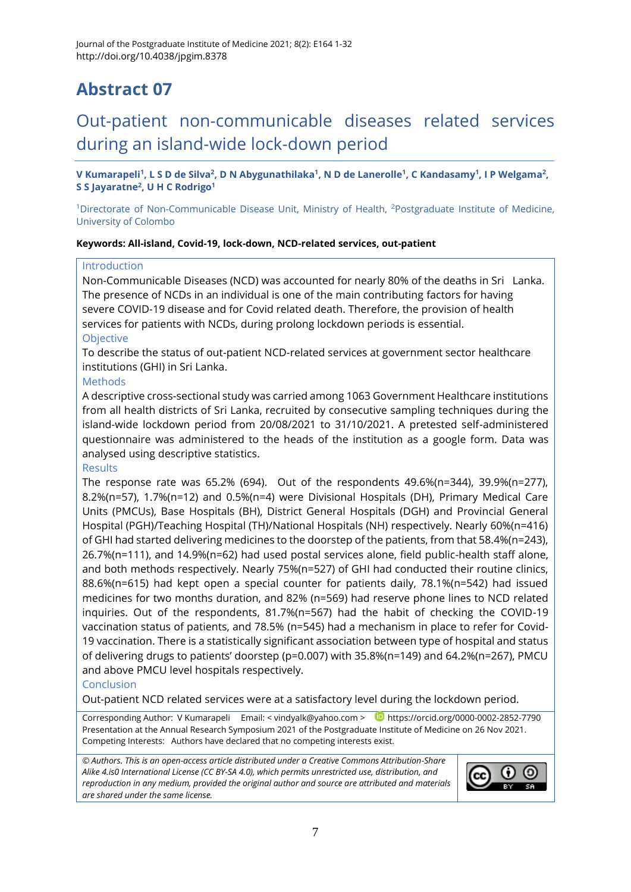# Abstract 07

## Out-patient non-communicable diseases related services during an island-wide lock-down period

**V Kumarapeli[1], L S D de Silva[2], D N Abygunathilaka[1], N D de Lanerolle[1], C Kandasamy[1], I P Welgama[2], S S Jayaratne[2], U H C Rodrigo[1]**

[1]Directorate of Non-Communicable Disease Unit, Ministry of Health, [2]Postgraduate Institute of Medicine, University of Colombo

**Keywords: All-island, Covid-19, lock-down, NCD-related services, out-patient**

### Introduction

Non-Communicable Diseases (NCD) was accounted for nearly 80% of the deaths in Sri Lanka. The presence of NCDs in an individual is one of the main contributing factors for having severe COVID-19 disease and for Covid related death. Therefore, the provision of health services for patients with NCDs, during prolong lockdown periods is essential.

### Objective

To describe the status of out-patient NCD-related services at government sector healthcare institutions (GHI) in Sri Lanka.

### Methods

A descriptive cross-sectional study was carried among 1063 Government Healthcare institutions from all health districts of Sri Lanka, recruited by consecutive sampling techniques during the island-wide lockdown period from 20/08/2021 to 31/10/2021. A pretested self-administered questionnaire was administered to the heads of the institution as a google form. Data was analysed using descriptive statistics.

### Results

The response rate was 65.2% (694). Out of the respondents 49.6%(n=344), 39.9%(n=277), 8.2%(n=57), 1.7%(n=12) and 0.5%(n=4) were Divisional Hospitals (DH), Primary Medical Care Units (PMCUs), Base Hospitals (BH), District General Hospitals (DGH) and Provincial General Hospital (PGH)/Teaching Hospital (TH)/National Hospitals (NH) respectively. Nearly 60%(n=416) of GHI had started delivering medicines to the doorstep of the patients, from that 58.4%(n=243), 26.7%(n=111), and 14.9%(n=62) had used postal services alone, field public-health staff alone, and both methods respectively. Nearly 75%(n=527) of GHI had conducted their routine clinics, 88.6%(n=615) had kept open a special counter for patients daily, 78.1%(n=542) had issued medicines for two months duration, and 82% (n=569) had reserve phone lines to NCD related inquiries. Out of the respondents, 81.7%(n=567) had the habit of checking the COVID-19 vaccination status of patients, and 78.5% (n=545) had a mechanism in place to refer for Covid-19 vaccination. There is a statistically significant association between type of hospital and status of delivering drugs to patients' doorstep ($p=0.007$) with 35.8%(n=149) and 64.2%(n=267), PMCU and above PMCU level hospitals respectively.

### Conclusion

Out-patient NCD related services were at a satisfactory level during the lockdown period.

Corresponding Author: V Kumarapeli Email: < vindyalk@yahoo.com > https://orcid.org/0000-0002-2852-7790
Presentation at the Annual Research Symposium 2021 of the Postgraduate Institute of Medicine on 26 Nov 2021.
Competing Interests: Authors have declared that no competing interests exist.

*© Authors. This is an open-access article distributed under a Creative Commons Attribution-Share Alike 4.is0 International License (CC BY-SA 4.0), which permits unrestricted use, distribution, and reproduction in any medium, provided the original author and source are attributed and materials are shared under the same license.*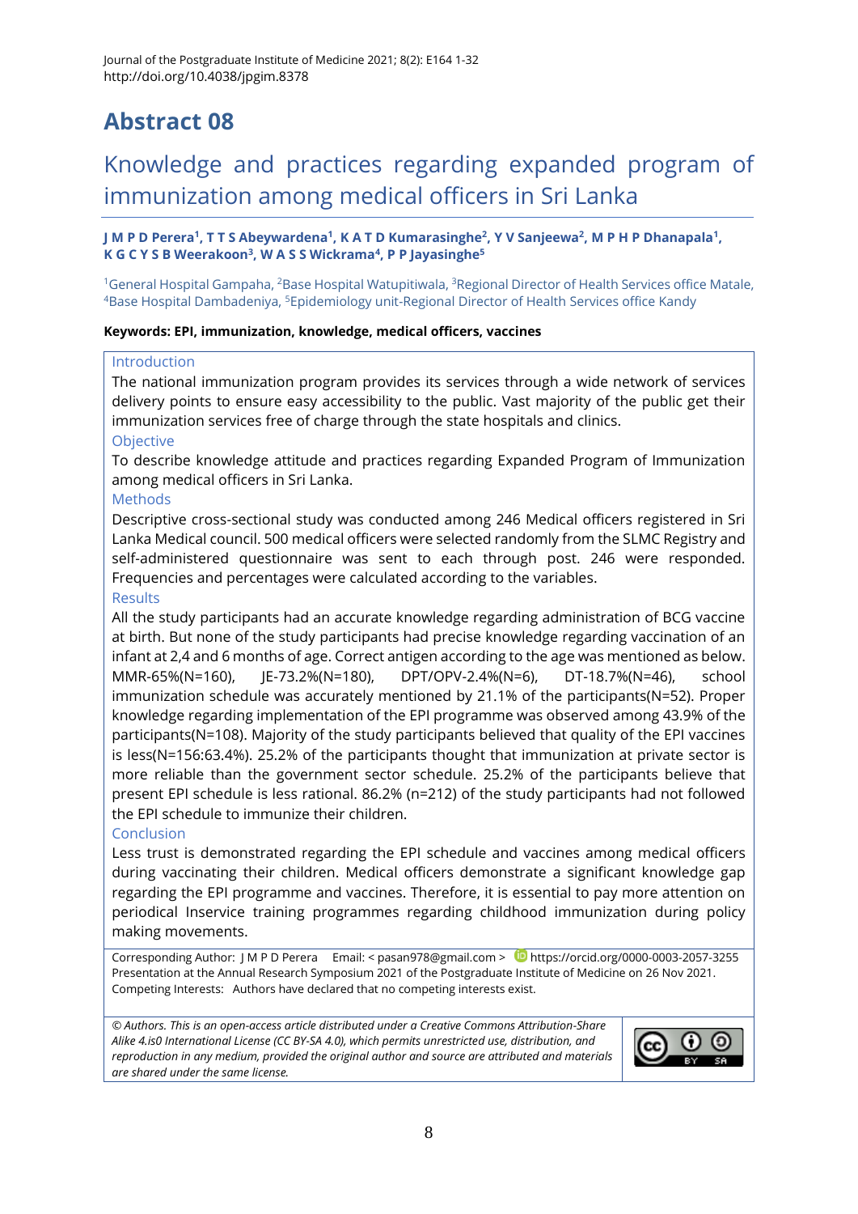# Abstract 08

## Knowledge and practices regarding expanded program of immunization among medical officers in Sri Lanka

**J M P D Perera[1], T T S Abeywardena[1], K A T D Kumarasinghe[2], Y V Sanjeewa[2], M P H P Dhanapala[1], K G C Y S B Weerakoon[3], W A S S Wickrama[4], P P Jayasinghe[5]**

[1]General Hospital Gampaha, [2]Base Hospital Watupitiwala, [3]Regional Director of Health Services office Matale, [4]Base Hospital Dambadeniya, [5]Epidemiology unit-Regional Director of Health Services office Kandy

**Keywords: EPI, immunization, knowledge, medical officers, vaccines**

### Introduction

The national immunization program provides its services through a wide network of services delivery points to ensure easy accessibility to the public. Vast majority of the public get their immunization services free of charge through the state hospitals and clinics.

### Objective

To describe knowledge attitude and practices regarding Expanded Program of Immunization among medical officers in Sri Lanka.

### Methods

Descriptive cross-sectional study was conducted among 246 Medical officers registered in Sri Lanka Medical council. 500 medical officers were selected randomly from the SLMC Registry and self-administered questionnaire was sent to each through post. 246 were responded. Frequencies and percentages were calculated according to the variables.

### Results

All the study participants had an accurate knowledge regarding administration of BCG vaccine at birth. But none of the study participants had precise knowledge regarding vaccination of an infant at 2,4 and 6 months of age. Correct antigen according to the age was mentioned as below. MMR-65%(N=160), JE-73.2%(N=180), DPT/OPV-2.4%(N=6), DT-18.7%(N=46), school immunization schedule was accurately mentioned by 21.1% of the participants(N=52). Proper knowledge regarding implementation of the EPI programme was observed among 43.9% of the participants(N=108). Majority of the study participants believed that quality of the EPI vaccines is less(N=156:63.4%). 25.2% of the participants thought that immunization at private sector is more reliable than the government sector schedule. 25.2% of the participants believe that present EPI schedule is less rational. 86.2% (n=212) of the study participants had not followed the EPI schedule to immunize their children.

### Conclusion

Less trust is demonstrated regarding the EPI schedule and vaccines among medical officers during vaccinating their children. Medical officers demonstrate a significant knowledge gap regarding the EPI programme and vaccines. Therefore, it is essential to pay more attention on periodical Inservice training programmes regarding childhood immunization during policy making movements.

Corresponding Author: J M P D Perera Email: < pasan978@gmail.com > https://orcid.org/0000-0003-2057-3255
Presentation at the Annual Research Symposium 2021 of the Postgraduate Institute of Medicine on 26 Nov 2021.
Competing Interests: Authors have declared that no competing interests exist.

*© Authors. This is an open-access article distributed under a Creative Commons Attribution-Share Alike 4.is0 International License (CC BY-SA 4.0), which permits unrestricted use, distribution, and reproduction in any medium, provided the original author and source are attributed and materials are shared under the same license.*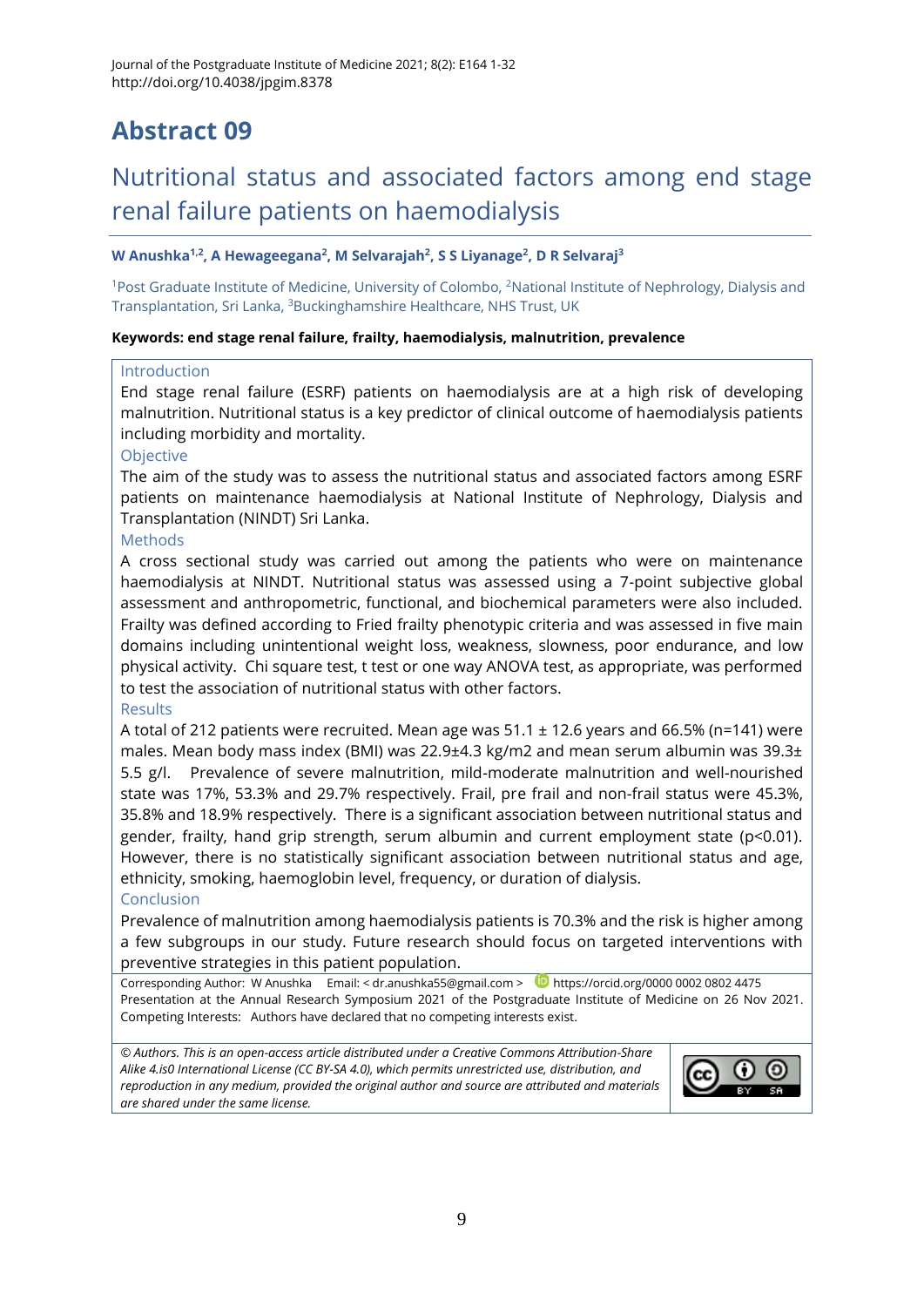# Abstract 09

## Nutritional status and associated factors among end stage renal failure patients on haemodialysis

**W Anushka[1,2], A Hewageegana[2], M Selvarajah[2], S S Liyanage[2], D R Selvaraj[3]**

[1]Post Graduate Institute of Medicine, University of Colombo, [2]National Institute of Nephrology, Dialysis and Transplantation, Sri Lanka, [3]Buckinghamshire Healthcare, NHS Trust, UK

**Keywords: end stage renal failure, frailty, haemodialysis, malnutrition, prevalence**

### Introduction

End stage renal failure (ESRF) patients on haemodialysis are at a high risk of developing malnutrition. Nutritional status is a key predictor of clinical outcome of haemodialysis patients including morbidity and mortality.

### Objective

The aim of the study was to assess the nutritional status and associated factors among ESRF patients on maintenance haemodialysis at National Institute of Nephrology, Dialysis and Transplantation (NINDT) Sri Lanka.

### Methods

A cross sectional study was carried out among the patients who were on maintenance haemodialysis at NINDT. Nutritional status was assessed using a 7-point subjective global assessment and anthropometric, functional, and biochemical parameters were also included. Frailty was defined according to Fried frailty phenotypic criteria and was assessed in five main domains including unintentional weight loss, weakness, slowness, poor endurance, and low physical activity. Chi square test, t test or one way ANOVA test, as appropriate, was performed to test the association of nutritional status with other factors.

### Results

A total of 212 patients were recruited. Mean age was 51.1 ± 12.6 years and 66.5% (n=141) were males. Mean body mass index (BMI) was 22.9±4.3 kg/m2 and mean serum albumin was 39.3± 5.5 g/l. Prevalence of severe malnutrition, mild-moderate malnutrition and well-nourished state was 17%, 53.3% and 29.7% respectively. Frail, pre frail and non-frail status were 45.3%, 35.8% and 18.9% respectively. There is a significant association between nutritional status and gender, frailty, hand grip strength, serum albumin and current employment state ($p<0.01$). However, there is no statistically significant association between nutritional status and age, ethnicity, smoking, haemoglobin level, frequency, or duration of dialysis.

### Conclusion

Prevalence of malnutrition among haemodialysis patients is 70.3% and the risk is higher among a few subgroups in our study. Future research should focus on targeted interventions with preventive strategies in this patient population.

Corresponding Author: W Anushka Email: < dr.anushka55@gmail.com > https://orcid.org/0000 0002 0802 4475
Presentation at the Annual Research Symposium 2021 of the Postgraduate Institute of Medicine on 26 Nov 2021.
Competing Interests: Authors have declared that no competing interests exist.

*© Authors. This is an open-access article distributed under a Creative Commons Attribution-Share Alike 4.is0 International License (CC BY-SA 4.0), which permits unrestricted use, distribution, and reproduction in any medium, provided the original author and source are attributed and materials are shared under the same license.*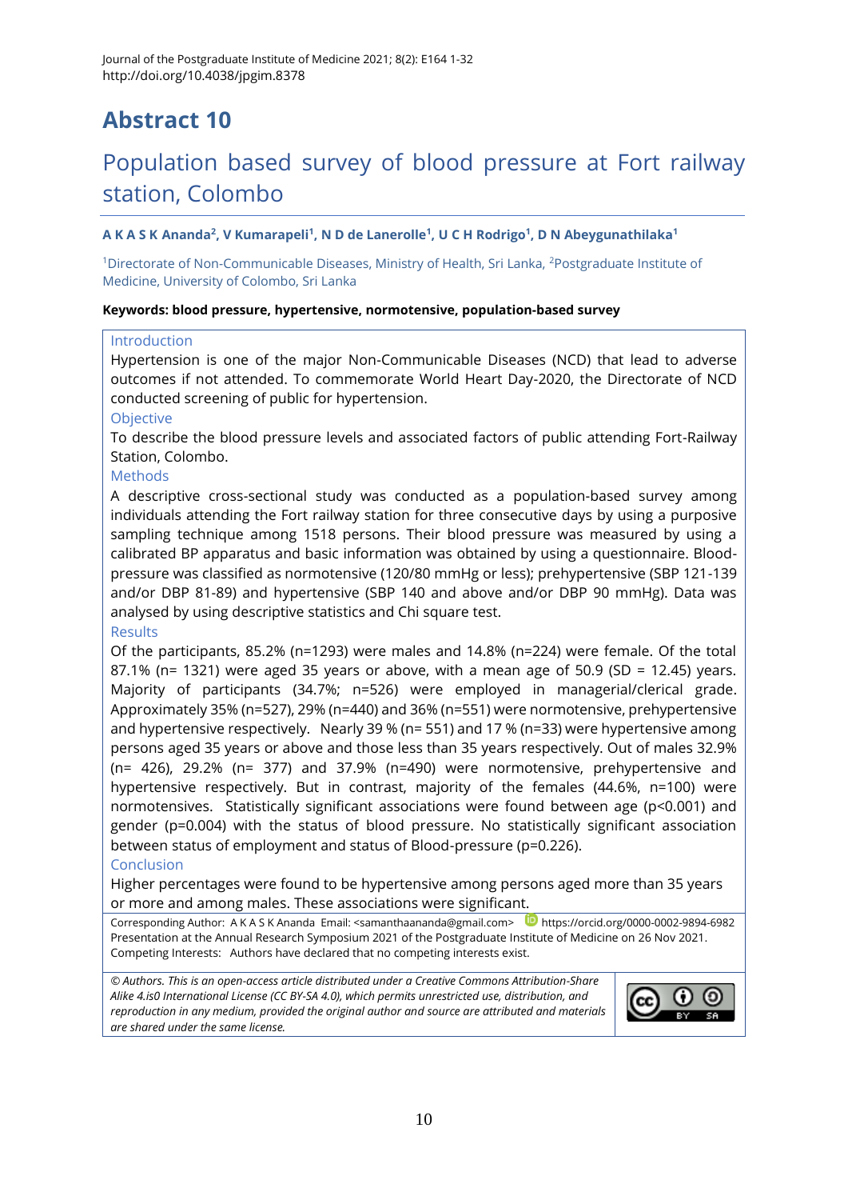# Abstract 10

## Population based survey of blood pressure at Fort railway station, Colombo

**A K A S K Ananda[2], V Kumarapeli[1], N D de Lanerolle[1], U C H Rodrigo[1], D N Abeygunathilaka[1]**

[1]Directorate of Non-Communicable Diseases, Ministry of Health, Sri Lanka, [2]Postgraduate Institute of Medicine, University of Colombo, Sri Lanka

**Keywords: blood pressure, hypertensive, normotensive, population-based survey**

### Introduction

Hypertension is one of the major Non-Communicable Diseases (NCD) that lead to adverse outcomes if not attended. To commemorate World Heart Day-2020, the Directorate of NCD conducted screening of public for hypertension.

### Objective

To describe the blood pressure levels and associated factors of public attending Fort-Railway Station, Colombo.

### Methods

A descriptive cross-sectional study was conducted as a population-based survey among individuals attending the Fort railway station for three consecutive days by using a purposive sampling technique among 1518 persons. Their blood pressure was measured by using a calibrated BP apparatus and basic information was obtained by using a questionnaire. Blood-pressure was classified as normotensive (120/80 mmHg or less); prehypertensive (SBP 121-139 and/or DBP 81-89) and hypertensive (SBP 140 and above and/or DBP 90 mmHg). Data was analysed by using descriptive statistics and Chi square test.

### Results

Of the participants, 85.2% (n=1293) were males and 14.8% (n=224) were female. Of the total 87.1% (n= 1321) were aged 35 years or above, with a mean age of 50.9 (SD = 12.45) years. Majority of participants (34.7%; n=526) were employed in managerial/clerical grade. Approximately 35% (n=527), 29% (n=440) and 36% (n=551) were normotensive, prehypertensive and hypertensive respectively. Nearly 39 % (n= 551) and 17 % (n=33) were hypertensive among persons aged 35 years or above and those less than 35 years respectively. Out of males 32.9% (n= 426), 29.2% (n= 377) and 37.9% (n=490) were normotensive, prehypertensive and hypertensive respectively. But in contrast, majority of the females (44.6%, n=100) were normotensives. Statistically significant associations were found between age ($p<0.001$) and gender ($p=0.004$) with the status of blood pressure. No statistically significant association between status of employment and status of Blood-pressure ($p=0.226$).

### Conclusion

Higher percentages were found to be hypertensive among persons aged more than 35 years or more and among males. These associations were significant.

Corresponding Author: A K A S K Ananda Email: <samanthaananda@gmail.com> https://orcid.org/0000-0002-9894-6982
Presentation at the Annual Research Symposium 2021 of the Postgraduate Institute of Medicine on 26 Nov 2021.
Competing Interests: Authors have declared that no competing interests exist.

*© Authors. This is an open-access article distributed under a Creative Commons Attribution-Share Alike 4.is0 International License (CC BY-SA 4.0), which permits unrestricted use, distribution, and reproduction in any medium, provided the original author and source are attributed and materials are shared under the same license.*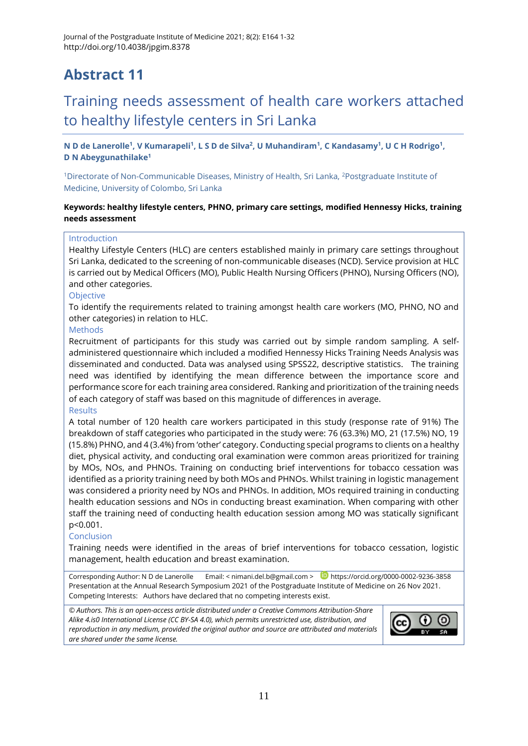# Abstract 11

## Training needs assessment of health care workers attached to healthy lifestyle centers in Sri Lanka

**N D de Lanerolle[1], V Kumarapeli[1], L S D de Silva[2], U Muhandiram[1], C Kandasamy[1], U C H Rodrigo[1], D N Abeygunathilake[1]**

[1]Directorate of Non-Communicable Diseases, Ministry of Health, Sri Lanka, [2]Postgraduate Institute of Medicine, University of Colombo, Sri Lanka

**Keywords: healthy lifestyle centers, PHNO, primary care settings, modified Hennessy Hicks, training needs assessment**

### Introduction

Healthy Lifestyle Centers (HLC) are centers established mainly in primary care settings throughout Sri Lanka, dedicated to the screening of non-communicable diseases (NCD). Service provision at HLC is carried out by Medical Officers (MO), Public Health Nursing Officers (PHNO), Nursing Officers (NO), and other categories.

### Objective

To identify the requirements related to training amongst health care workers (MO, PHNO, NO and other categories) in relation to HLC.

### Methods

Recruitment of participants for this study was carried out by simple random sampling. A self-administered questionnaire which included a modified Hennessy Hicks Training Needs Analysis was disseminated and conducted. Data was analysed using SPSS22, descriptive statistics. The training need was identified by identifying the mean difference between the importance score and performance score for each training area considered. Ranking and prioritization of the training needs of each category of staff was based on this magnitude of differences in average.

### Results

A total number of 120 health care workers participated in this study (response rate of 91%) The breakdown of staff categories who participated in the study were: 76 (63.3%) MO, 21 (17.5%) NO, 19 (15.8%) PHNO, and 4 (3.4%) from 'other' category. Conducting special programs to clients on a healthy diet, physical activity, and conducting oral examination were common areas prioritized for training by MOs, NOs, and PHNOs. Training on conducting brief interventions for tobacco cessation was identified as a priority training need by both MOs and PHNOs. Whilst training in logistic management was considered a priority need by NOs and PHNOs. In addition, MOs required training in conducting health education sessions and NOs in conducting breast examination. When comparing with other staff the training need of conducting health education session among MO was statically significant $p<0.001$.

### Conclusion

Training needs were identified in the areas of brief interventions for tobacco cessation, logistic management, health education and breast examination.

Corresponding Author: N D de Lanerolle Email: < nimani.del.b@gmail.com > https://orcid.org/0000-0002-9236-3858
Presentation at the Annual Research Symposium 2021 of the Postgraduate Institute of Medicine on 26 Nov 2021.
Competing Interests: Authors have declared that no competing interests exist.

*© Authors. This is an open-access article distributed under a Creative Commons Attribution-Share Alike 4.is0 International License (CC BY-SA 4.0), which permits unrestricted use, distribution, and reproduction in any medium, provided the original author and source are attributed and materials are shared under the same license.*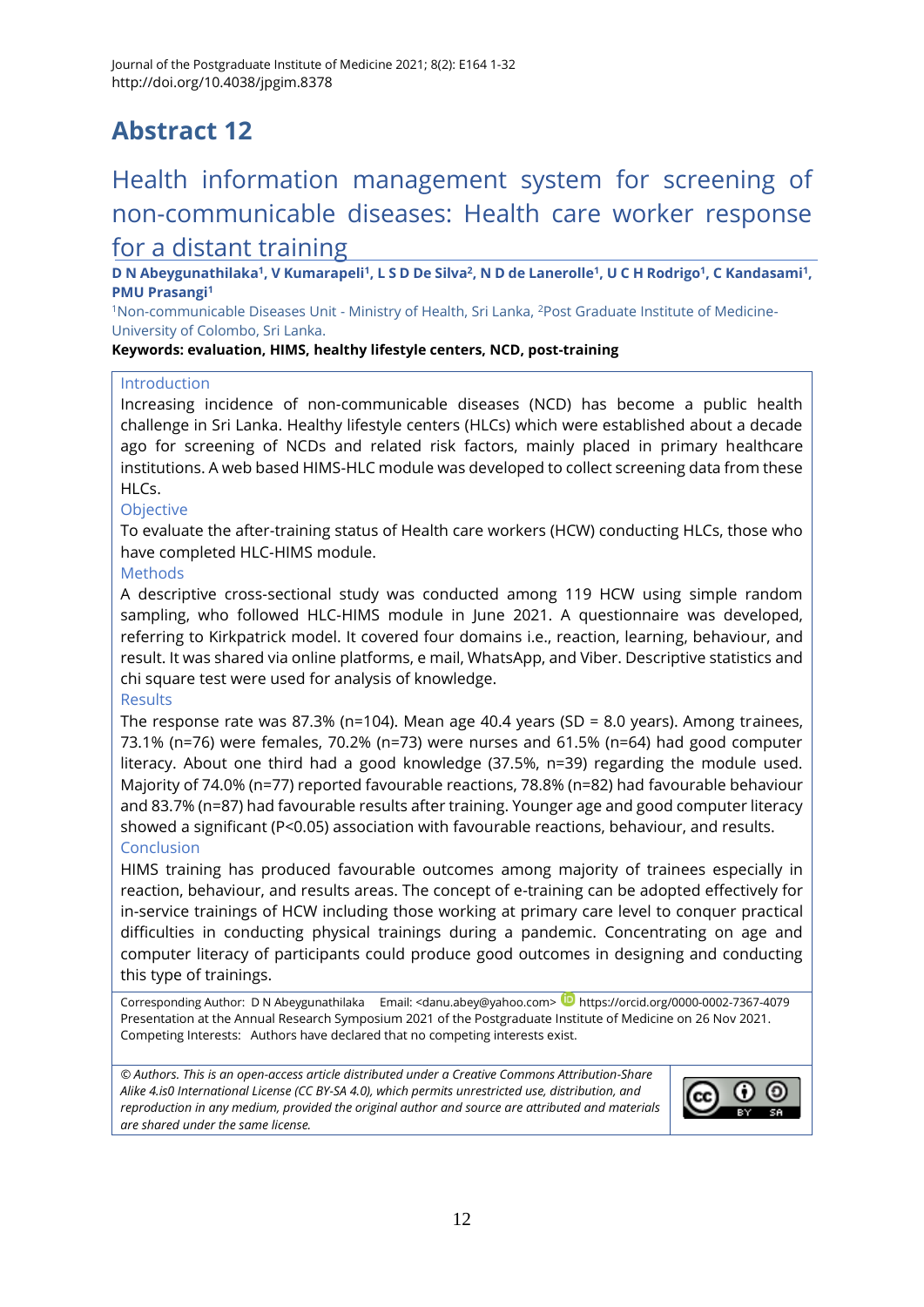# Abstract 12

## Health information management system for screening of non-communicable diseases: Health care worker response for a distant training

**D N Abeygunathilaka[1], V Kumarapeli[1], L S D De Silva[2], N D de Lanerolle[1], U C H Rodrigo[1], C Kandasami[1], PMU Prasangi[1]**

[1]Non-communicable Diseases Unit - Ministry of Health, Sri Lanka, [2]Post Graduate Institute of Medicine-University of Colombo, Sri Lanka.

**Keywords: evaluation, HIMS, healthy lifestyle centers, NCD, post-training**

### Introduction

Increasing incidence of non-communicable diseases (NCD) has become a public health challenge in Sri Lanka. Healthy lifestyle centers (HLCs) which were established about a decade ago for screening of NCDs and related risk factors, mainly placed in primary healthcare institutions. A web based HIMS-HLC module was developed to collect screening data from these HLCs.

### Objective

To evaluate the after-training status of Health care workers (HCW) conducting HLCs, those who have completed HLC-HIMS module.

### Methods

A descriptive cross-sectional study was conducted among 119 HCW using simple random sampling, who followed HLC-HIMS module in June 2021. A questionnaire was developed, referring to Kirkpatrick model. It covered four domains i.e., reaction, learning, behaviour, and result. It was shared via online platforms, e mail, WhatsApp, and Viber. Descriptive statistics and chi square test were used for analysis of knowledge.

### Results

The response rate was 87.3% (n=104). Mean age 40.4 years (SD = 8.0 years). Among trainees, 73.1% (n=76) were females, 70.2% (n=73) were nurses and 61.5% (n=64) had good computer literacy. About one third had a good knowledge (37.5%, n=39) regarding the module used. Majority of 74.0% (n=77) reported favourable reactions, 78.8% (n=82) had favourable behaviour and 83.7% (n=87) had favourable results after training. Younger age and good computer literacy showed a significant ($P<0.05$) association with favourable reactions, behaviour, and results.

### Conclusion

HIMS training has produced favourable outcomes among majority of trainees especially in reaction, behaviour, and results areas. The concept of e-training can be adopted effectively for in-service trainings of HCW including those working at primary care level to conquer practical difficulties in conducting physical trainings during a pandemic. Concentrating on age and computer literacy of participants could produce good outcomes in designing and conducting this type of trainings.

Corresponding Author: D N Abeygunathilaka Email: <danu.abey@yahoo.com> https://orcid.org/0000-0002-7367-4079
Presentation at the Annual Research Symposium 2021 of the Postgraduate Institute of Medicine on 26 Nov 2021.
Competing Interests: Authors have declared that no competing interests exist.

*© Authors. This is an open-access article distributed under a Creative Commons Attribution-Share Alike 4.is0 International License (CC BY-SA 4.0), which permits unrestricted use, distribution, and reproduction in any medium, provided the original author and source are attributed and materials are shared under the same license.*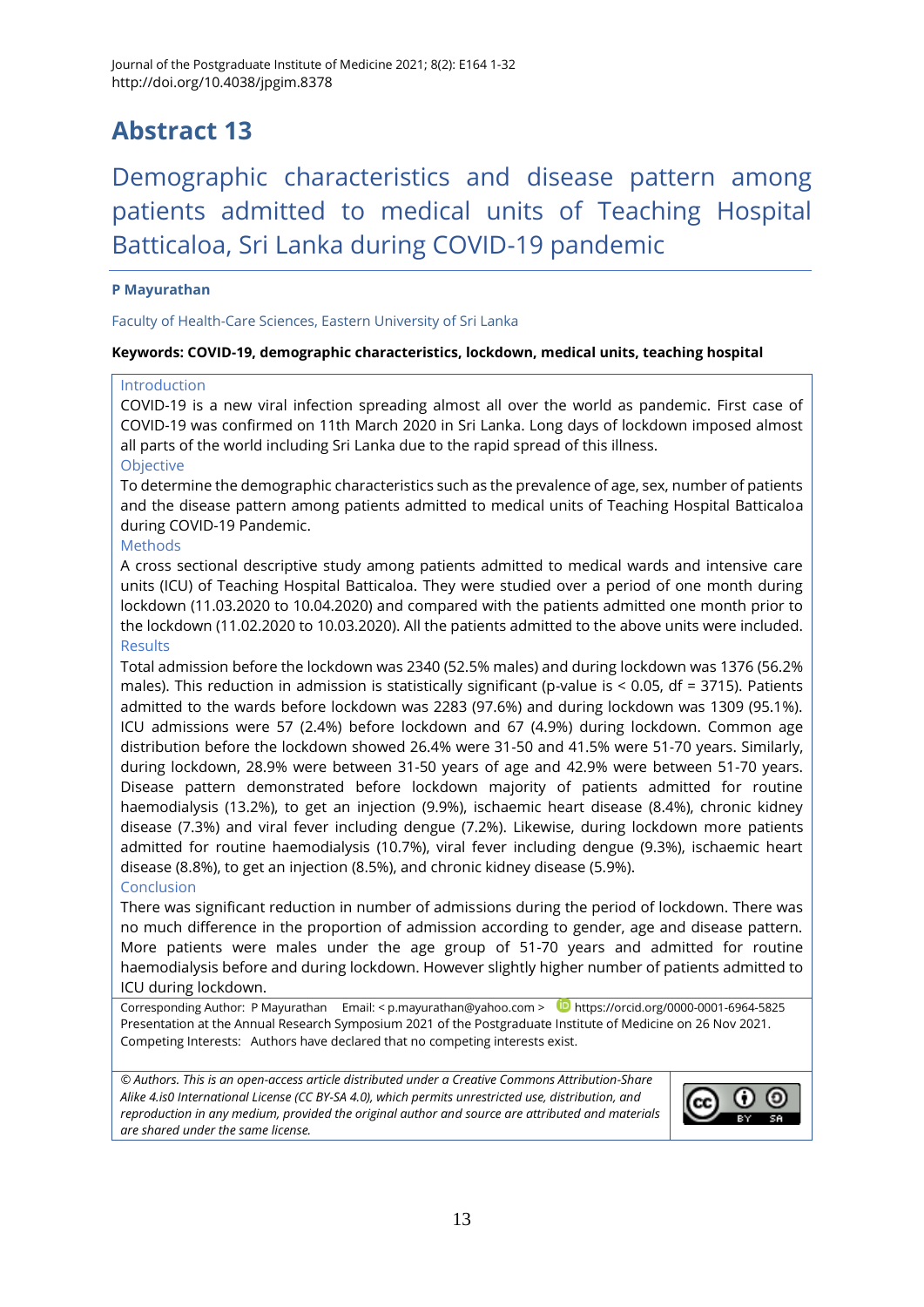# Abstract 13

## Demographic characteristics and disease pattern among patients admitted to medical units of Teaching Hospital Batticaloa, Sri Lanka during COVID-19 pandemic

**P Mayurathan**

Faculty of Health-Care Sciences, Eastern University of Sri Lanka

**Keywords: COVID-19, demographic characteristics, lockdown, medical units, teaching hospital**

### Introduction

COVID-19 is a new viral infection spreading almost all over the world as pandemic. First case of COVID-19 was confirmed on 11th March 2020 in Sri Lanka. Long days of lockdown imposed almost all parts of the world including Sri Lanka due to the rapid spread of this illness.

### Objective

To determine the demographic characteristics such as the prevalence of age, sex, number of patients and the disease pattern among patients admitted to medical units of Teaching Hospital Batticaloa during COVID-19 Pandemic.

### Methods

A cross sectional descriptive study among patients admitted to medical wards and intensive care units (ICU) of Teaching Hospital Batticaloa. They were studied over a period of one month during lockdown (11.03.2020 to 10.04.2020) and compared with the patients admitted one month prior to the lockdown (11.02.2020 to 10.03.2020). All the patients admitted to the above units were included.

### Results

Total admission before the lockdown was 2340 (52.5% males) and during lockdown was 1376 (56.2% males). This reduction in admission is statistically significant (p-value is $< 0.05$, df = 3715). Patients admitted to the wards before lockdown was 2283 (97.6%) and during lockdown was 1309 (95.1%). ICU admissions were 57 (2.4%) before lockdown and 67 (4.9%) during lockdown. Common age distribution before the lockdown showed 26.4% were 31-50 and 41.5% were 51-70 years. Similarly, during lockdown, 28.9% were between 31-50 years of age and 42.9% were between 51-70 years. Disease pattern demonstrated before lockdown majority of patients admitted for routine haemodialysis (13.2%), to get an injection (9.9%), ischaemic heart disease (8.4%), chronic kidney disease (7.3%) and viral fever including dengue (7.2%). Likewise, during lockdown more patients admitted for routine haemodialysis (10.7%), viral fever including dengue (9.3%), ischaemic heart disease (8.8%), to get an injection (8.5%), and chronic kidney disease (5.9%).

### Conclusion

There was significant reduction in number of admissions during the period of lockdown. There was no much difference in the proportion of admission according to gender, age and disease pattern. More patients were males under the age group of 51-70 years and admitted for routine haemodialysis before and during lockdown. However slightly higher number of patients admitted to ICU during lockdown.

Corresponding Author: P Mayurathan Email: < p.mayurathan@yahoo.com > https://orcid.org/0000-0001-6964-5825
Presentation at the Annual Research Symposium 2021 of the Postgraduate Institute of Medicine on 26 Nov 2021.
Competing Interests: Authors have declared that no competing interests exist.

*© Authors. This is an open-access article distributed under a Creative Commons Attribution-Share Alike 4.is0 International License (CC BY-SA 4.0), which permits unrestricted use, distribution, and reproduction in any medium, provided the original author and source are attributed and materials are shared under the same license.*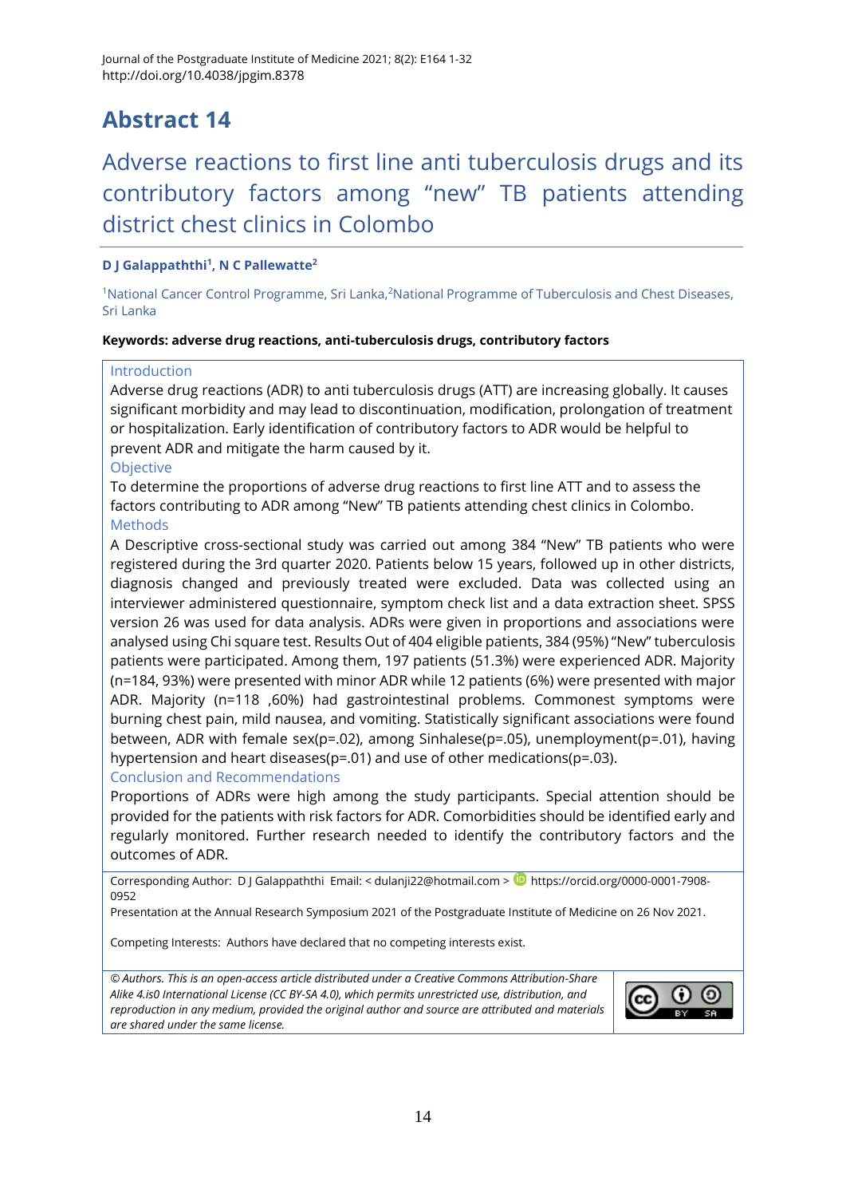# Abstract 14

## Adverse reactions to first line anti tuberculosis drugs and its contributory factors among "new" TB patients attending district chest clinics in Colombo

**D J Galappaththi[1], N C Pallewatte[2]**

[1]National Cancer Control Programme, Sri Lanka,[2]National Programme of Tuberculosis and Chest Diseases, Sri Lanka

**Keywords: adverse drug reactions, anti-tuberculosis drugs, contributory factors**

### Introduction

Adverse drug reactions (ADR) to anti tuberculosis drugs (ATT) are increasing globally. It causes significant morbidity and may lead to discontinuation, modification, prolongation of treatment or hospitalization. Early identification of contributory factors to ADR would be helpful to prevent ADR and mitigate the harm caused by it.

### Objective

To determine the proportions of adverse drug reactions to first line ATT and to assess the factors contributing to ADR among "New" TB patients attending chest clinics in Colombo.

### Methods

A Descriptive cross-sectional study was carried out among 384 "New" TB patients who were registered during the 3rd quarter 2020. Patients below 15 years, followed up in other districts, diagnosis changed and previously treated were excluded. Data was collected using an interviewer administered questionnaire, symptom check list and a data extraction sheet. SPSS version 26 was used for data analysis. ADRs were given in proportions and associations were analysed using Chi square test. Results Out of 404 eligible patients, 384 (95%) "New" tuberculosis patients were participated. Among them, 197 patients (51.3%) were experienced ADR. Majority (n=184, 93%) were presented with minor ADR while 12 patients (6%) were presented with major ADR. Majority (n=118 ,60%) had gastrointestinal problems. Commonest symptoms were burning chest pain, mild nausea, and vomiting. Statistically significant associations were found between, ADR with female sex(p=.02), among Sinhalese(p=.05), unemployment(p=.01), having hypertension and heart diseases(p=.01) and use of other medications(p=.03).

### Conclusion and Recommendations

Proportions of ADRs were high among the study participants. Special attention should be provided for the patients with risk factors for ADR. Comorbidities should be identified early and regularly monitored. Further research needed to identify the contributory factors and the outcomes of ADR.

Corresponding Author: D J Galappaththi Email: < dulanji22@hotmail.com > https://orcid.org/0000-0001-7908-0952

Presentation at the Annual Research Symposium 2021 of the Postgraduate Institute of Medicine on 26 Nov 2021.

Competing Interests: Authors have declared that no competing interests exist.

*© Authors. This is an open-access article distributed under a Creative Commons Attribution-Share Alike 4.is0 International License (CC BY-SA 4.0), which permits unrestricted use, distribution, and reproduction in any medium, provided the original author and source are attributed and materials are shared under the same license.*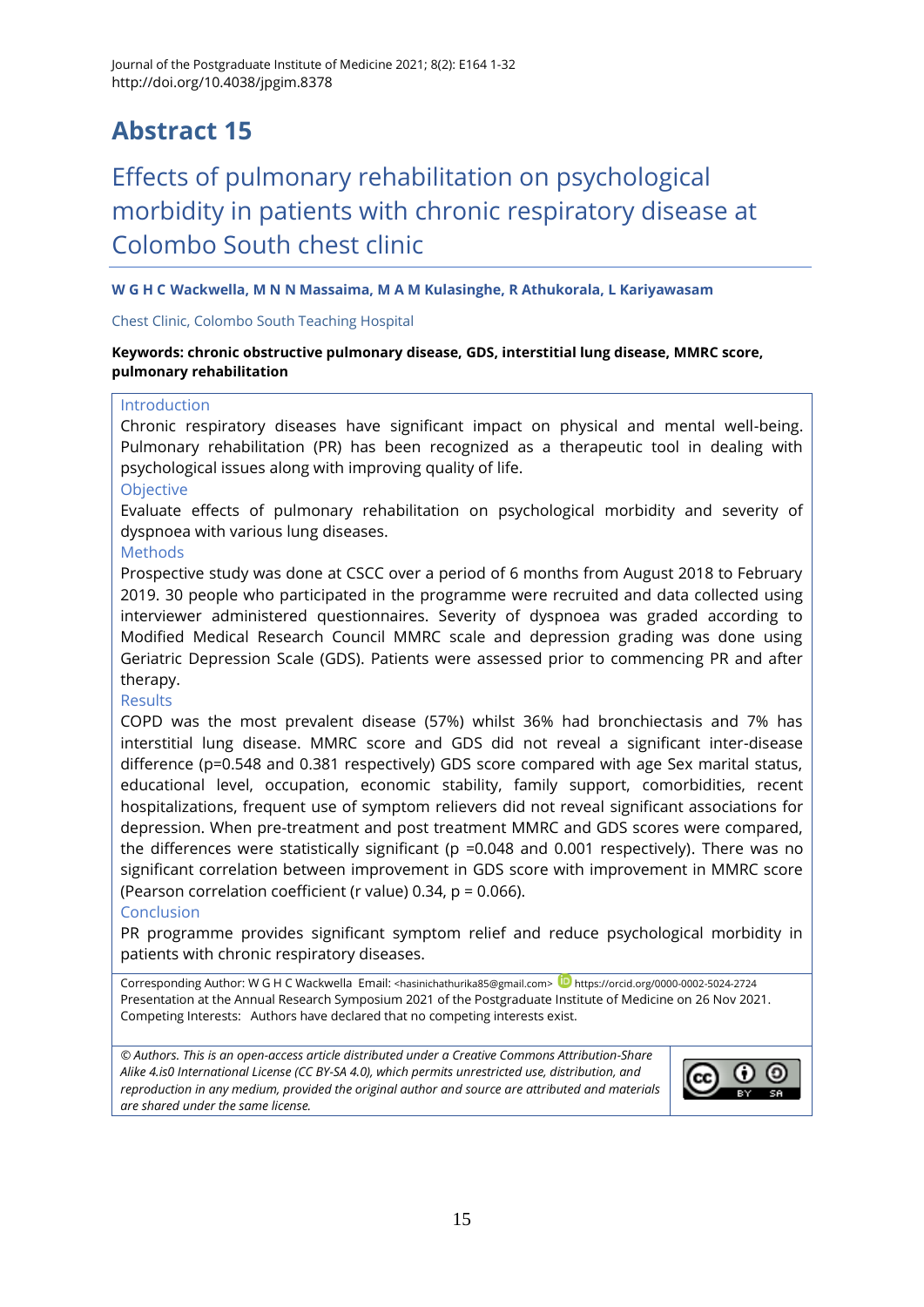# Abstract 15

## Effects of pulmonary rehabilitation on psychological morbidity in patients with chronic respiratory disease at Colombo South chest clinic

**W G H C Wackwella, M N N Massaima, M A M Kulasinghe, R Athukorala, L Kariyawasam**

Chest Clinic, Colombo South Teaching Hospital

**Keywords: chronic obstructive pulmonary disease, GDS, interstitial lung disease, MMRC score, pulmonary rehabilitation**

### Introduction

Chronic respiratory diseases have significant impact on physical and mental well-being. Pulmonary rehabilitation (PR) has been recognized as a therapeutic tool in dealing with psychological issues along with improving quality of life.

### Objective

Evaluate effects of pulmonary rehabilitation on psychological morbidity and severity of dyspnoea with various lung diseases.

### Methods

Prospective study was done at CSCC over a period of 6 months from August 2018 to February 2019. 30 people who participated in the programme were recruited and data collected using interviewer administered questionnaires. Severity of dyspnoea was graded according to Modified Medical Research Council MMRC scale and depression grading was done using Geriatric Depression Scale (GDS). Patients were assessed prior to commencing PR and after therapy.

### Results

COPD was the most prevalent disease (57%) whilst 36% had bronchiectasis and 7% has interstitial lung disease. MMRC score and GDS did not reveal a significant inter-disease difference ($p=0.548$ and 0.381 respectively) GDS score compared with age Sex marital status, educational level, occupation, economic stability, family support, comorbidities, recent hospitalizations, frequent use of symptom relievers did not reveal significant associations for depression. When pre-treatment and post treatment MMRC and GDS scores were compared, the differences were statistically significant ($p=0.048$ and 0.001 respectively). There was no significant correlation between improvement in GDS score with improvement in MMRC score (Pearson correlation coefficient (r value) 0.34, $p = 0.066$).

### Conclusion

PR programme provides significant symptom relief and reduce psychological morbidity in patients with chronic respiratory diseases.

Corresponding Author: W G H C Wackwella Email: <hasinichathurika85@gmail.com> https://orcid.org/0000-0002-5024-2724
Presentation at the Annual Research Symposium 2021 of the Postgraduate Institute of Medicine on 26 Nov 2021.
Competing Interests: Authors have declared that no competing interests exist.

*© Authors. This is an open-access article distributed under a Creative Commons Attribution-Share Alike 4.is0 International License (CC BY-SA 4.0), which permits unrestricted use, distribution, and reproduction in any medium, provided the original author and source are attributed and materials are shared under the same license.*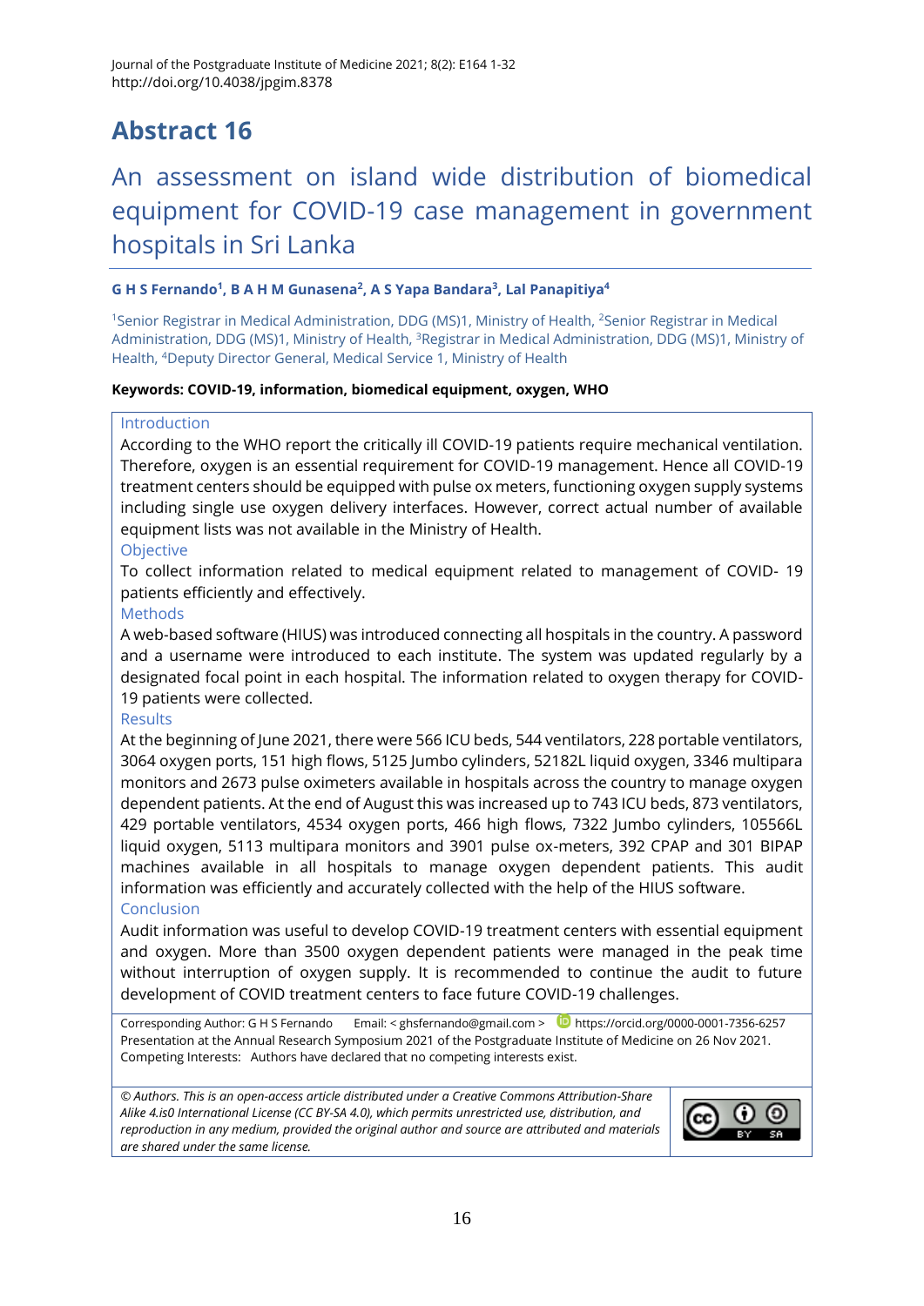# Abstract 16

## An assessment on island wide distribution of biomedical equipment for COVID-19 case management in government hospitals in Sri Lanka

**G H S Fernando[1], B A H M Gunasena[2], A S Yapa Bandara[3], Lal Panapitiya[4]**

[1]Senior Registrar in Medical Administration, DDG (MS)1, Ministry of Health, [2]Senior Registrar in Medical Administration, DDG (MS)1, Ministry of Health, [3]Registrar in Medical Administration, DDG (MS)1, Ministry of Health, [4]Deputy Director General, Medical Service 1, Ministry of Health

**Keywords: COVID-19, information, biomedical equipment, oxygen, WHO**

### Introduction

According to the WHO report the critically ill COVID-19 patients require mechanical ventilation. Therefore, oxygen is an essential requirement for COVID-19 management. Hence all COVID-19 treatment centers should be equipped with pulse ox meters, functioning oxygen supply systems including single use oxygen delivery interfaces. However, correct actual number of available equipment lists was not available in the Ministry of Health.

### Objective

To collect information related to medical equipment related to management of COVID- 19 patients efficiently and effectively.

### Methods

A web-based software (HIUS) was introduced connecting all hospitals in the country. A password and a username were introduced to each institute. The system was updated regularly by a designated focal point in each hospital. The information related to oxygen therapy for COVID-19 patients were collected.

### Results

At the beginning of June 2021, there were 566 ICU beds, 544 ventilators, 228 portable ventilators, 3064 oxygen ports, 151 high flows, 5125 Jumbo cylinders, 52182L liquid oxygen, 3346 multipara monitors and 2673 pulse oximeters available in hospitals across the country to manage oxygen dependent patients. At the end of August this was increased up to 743 ICU beds, 873 ventilators, 429 portable ventilators, 4534 oxygen ports, 466 high flows, 7322 Jumbo cylinders, 105566L liquid oxygen, 5113 multipara monitors and 3901 pulse ox-meters, 392 CPAP and 301 BIPAP machines available in all hospitals to manage oxygen dependent patients. This audit information was efficiently and accurately collected with the help of the HIUS software.

### Conclusion

Audit information was useful to develop COVID-19 treatment centers with essential equipment and oxygen. More than 3500 oxygen dependent patients were managed in the peak time without interruption of oxygen supply. It is recommended to continue the audit to future development of COVID treatment centers to face future COVID-19 challenges.

Corresponding Author: G H S Fernando Email: < ghsfernando@gmail.com > https://orcid.org/0000-0001-7356-6257
Presentation at the Annual Research Symposium 2021 of the Postgraduate Institute of Medicine on 26 Nov 2021.
Competing Interests: Authors have declared that no competing interests exist.

*© Authors. This is an open-access article distributed under a Creative Commons Attribution-Share Alike 4.is0 International License (CC BY-SA 4.0), which permits unrestricted use, distribution, and reproduction in any medium, provided the original author and source are attributed and materials are shared under the same license.*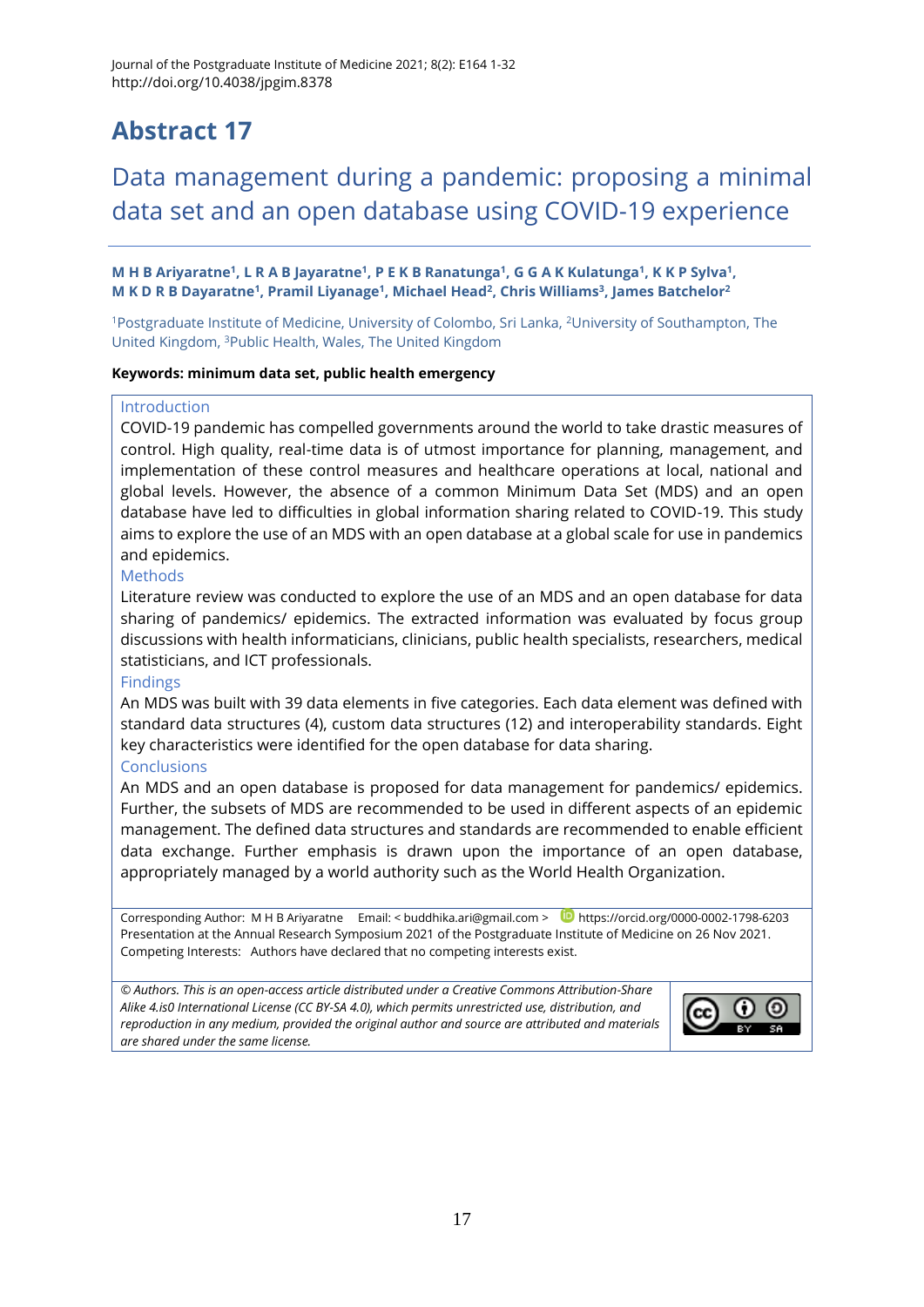# Abstract 17

## Data management during a pandemic: proposing a minimal data set and an open database using COVID-19 experience

**M H B Ariyaratne[1], L R A B Jayaratne[1], P E K B Ranatunga[1], G G A K Kulatunga[1], K K P Sylva[1], M K D R B Dayaratne[1], Pramil Liyanage[1], Michael Head[2], Chris Williams[3], James Batchelor[2]**

[1]Postgraduate Institute of Medicine, University of Colombo, Sri Lanka, [2]University of Southampton, The United Kingdom, [3]Public Health, Wales, The United Kingdom

**Keywords: minimum data set, public health emergency**

### Introduction

COVID-19 pandemic has compelled governments around the world to take drastic measures of control. High quality, real-time data is of utmost importance for planning, management, and implementation of these control measures and healthcare operations at local, national and global levels. However, the absence of a common Minimum Data Set (MDS) and an open database have led to difficulties in global information sharing related to COVID-19. This study aims to explore the use of an MDS with an open database at a global scale for use in pandemics and epidemics.

### Methods

Literature review was conducted to explore the use of an MDS and an open database for data sharing of pandemics/ epidemics. The extracted information was evaluated by focus group discussions with health informaticians, clinicians, public health specialists, researchers, medical statisticians, and ICT professionals.

### Findings

An MDS was built with 39 data elements in five categories. Each data element was defined with standard data structures (4), custom data structures (12) and interoperability standards. Eight key characteristics were identified for the open database for data sharing.

### Conclusions

An MDS and an open database is proposed for data management for pandemics/ epidemics. Further, the subsets of MDS are recommended to be used in different aspects of an epidemic management. The defined data structures and standards are recommended to enable efficient data exchange. Further emphasis is drawn upon the importance of an open database, appropriately managed by a world authority such as the World Health Organization.

Corresponding Author: M H B Ariyaratne Email: < buddhika.ari@gmail.com > https://orcid.org/0000-0002-1798-6203
Presentation at the Annual Research Symposium 2021 of the Postgraduate Institute of Medicine on 26 Nov 2021.
Competing Interests: Authors have declared that no competing interests exist.

*© Authors. This is an open-access article distributed under a Creative Commons Attribution-Share Alike 4.is0 International License (CC BY-SA 4.0), which permits unrestricted use, distribution, and reproduction in any medium, provided the original author and source are attributed and materials are shared under the same license.*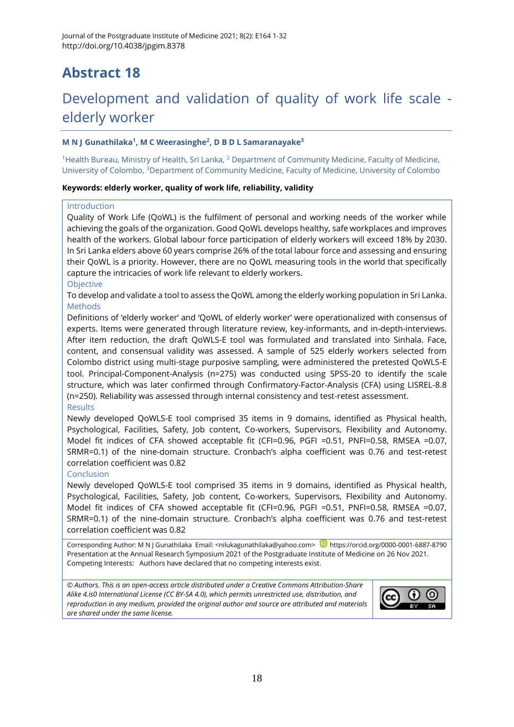# Abstract 18

## Development and validation of quality of work life scale - elderly worker

**M N J Gunathilaka[1], M C Weerasinghe[2], D B D L Samaranayake[3]**

[1]Health Bureau, Ministry of Health, Sri Lanka, [2] Department of Community Medicine, Faculty of Medicine, University of Colombo, [3]Department of Community Medicine, Faculty of Medicine, University of Colombo

**Keywords: elderly worker, quality of work life, reliability, validity**

### Introduction

Quality of Work Life (QoWL) is the fulfilment of personal and working needs of the worker while achieving the goals of the organization. Good QoWL develops healthy, safe workplaces and improves health of the workers. Global labour force participation of elderly workers will exceed 18% by 2030. In Sri Lanka elders above 60 years comprise 26% of the total labour force and assessing and ensuring their QoWL is a priority. However, there are no QoWL measuring tools in the world that specifically capture the intricacies of work life relevant to elderly workers.

### Objective

To develop and validate a tool to assess the QoWL among the elderly working population in Sri Lanka.

### Methods

Definitions of 'elderly worker' and 'QoWL of elderly worker' were operationalized with consensus of experts. Items were generated through literature review, key-informants, and in-depth-interviews. After item reduction, the draft QoWLS-E tool was formulated and translated into Sinhala. Face, content, and consensual validity was assessed. A sample of 525 elderly workers selected from Colombo district using multi-stage purposive sampling, were administered the pretested QoWLS-E tool. Principal-Component-Analysis (n=275) was conducted using SPSS-20 to identify the scale structure, which was later confirmed through Confirmatory-Factor-Analysis (CFA) using LISREL-8.8 (n=250). Reliability was assessed through internal consistency and test-retest assessment.

### Results

Newly developed QoWLS-E tool comprised 35 items in 9 domains, identified as Physical health, Psychological, Facilities, Safety, Job content, Co-workers, Supervisors, Flexibility and Autonomy. Model fit indices of CFA showed acceptable fit (CFI=0.96, PGFI =0.51, PNFI=0.58, RMSEA =0.07, SRMR=0.1) of the nine-domain structure. Cronbach's alpha coefficient was 0.76 and test-retest correlation coefficient was 0.82

### Conclusion

Newly developed QoWLS-E tool comprised 35 items in 9 domains, identified as Physical health, Psychological, Facilities, Safety, Job content, Co-workers, Supervisors, Flexibility and Autonomy. Model fit indices of CFA showed acceptable fit (CFI=0.96, PGFI =0.51, PNFI=0.58, RMSEA =0.07, SRMR=0.1) of the nine-domain structure. Cronbach's alpha coefficient was 0.76 and test-retest correlation coefficient was 0.82

Corresponding Author: M N J Gunathilaka Email: <nilukagunathilaka@yahoo.com> https://orcid.org/0000-0001-6887-8790
Presentation at the Annual Research Symposium 2021 of the Postgraduate Institute of Medicine on 26 Nov 2021.
Competing Interests: Authors have declared that no competing interests exist.

*© Authors. This is an open-access article distributed under a Creative Commons Attribution-Share Alike 4.is0 International License (CC BY-SA 4.0), which permits unrestricted use, distribution, and reproduction in any medium, provided the original author and source are attributed and materials are shared under the same license.*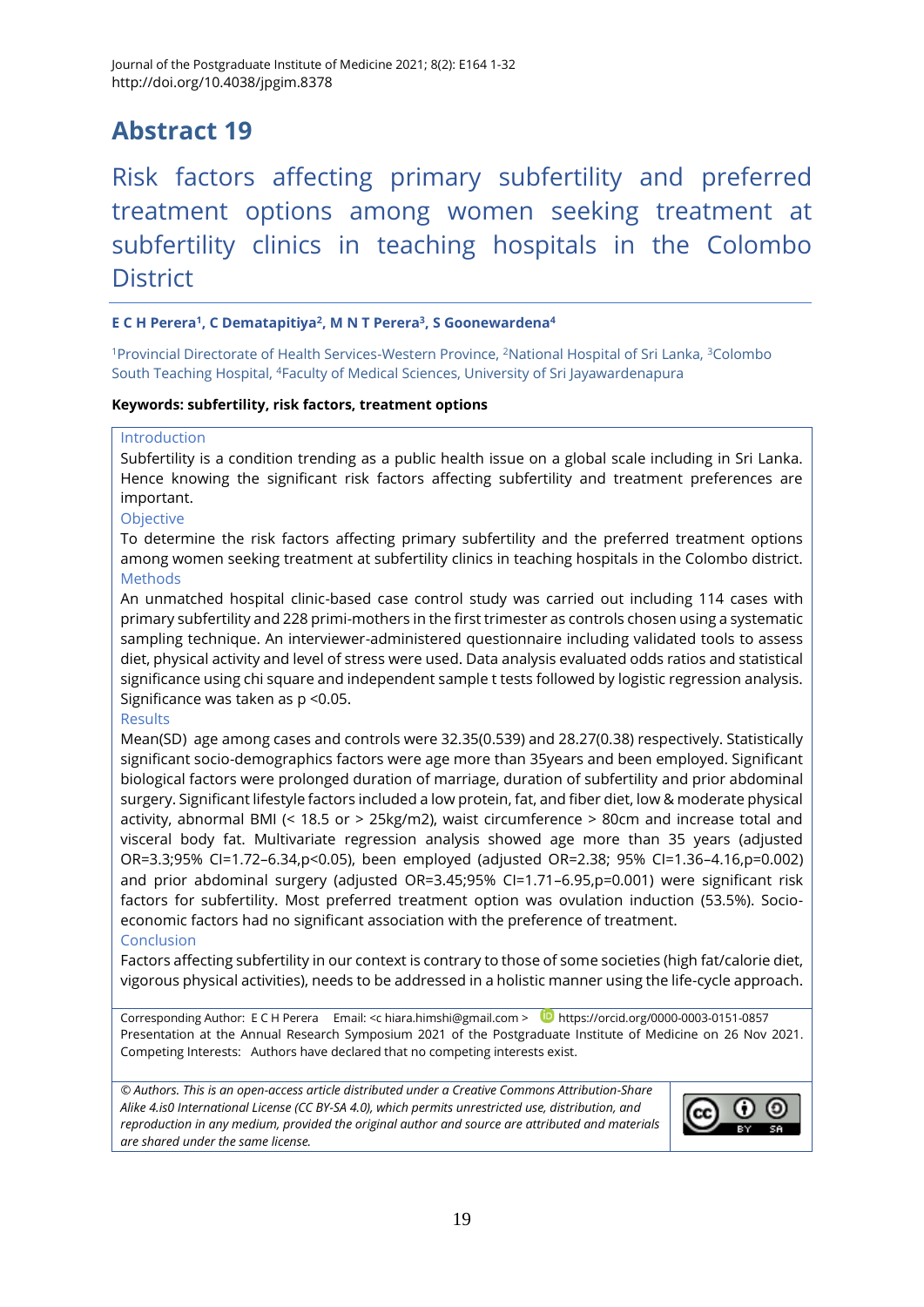# Abstract 19

## Risk factors affecting primary subfertility and preferred treatment options among women seeking treatment at subfertility clinics in teaching hospitals in the Colombo District

**E C H Perera[1], C Dematapitiya[2], M N T Perera[3], S Goonewardena[4]**

[1]Provincial Directorate of Health Services-Western Province, [2]National Hospital of Sri Lanka, [3]Colombo South Teaching Hospital, [4]Faculty of Medical Sciences, University of Sri Jayawardenapura

**Keywords: subfertility, risk factors, treatment options**

### Introduction

Subfertility is a condition trending as a public health issue on a global scale including in Sri Lanka. Hence knowing the significant risk factors affecting subfertility and treatment preferences are important.

### Objective

To determine the risk factors affecting primary subfertility and the preferred treatment options among women seeking treatment at subfertility clinics in teaching hospitals in the Colombo district.

### Methods

An unmatched hospital clinic-based case control study was carried out including 114 cases with primary subfertility and 228 primi-mothers in the first trimester as controls chosen using a systematic sampling technique. An interviewer-administered questionnaire including validated tools to assess diet, physical activity and level of stress were used. Data analysis evaluated odds ratios and statistical significance using chi square and independent sample t tests followed by logistic regression analysis. Significance was taken as $p < 0.05$.

### Results

Mean(SD) age among cases and controls were 32.35(0.539) and 28.27(0.38) respectively. Statistically significant socio-demographics factors were age more than 35years and been employed. Significant biological factors were prolonged duration of marriage, duration of subfertility and prior abdominal surgery. Significant lifestyle factors included a low protein, fat, and fiber diet, low & moderate physical activity, abnormal BMI (< 18.5 or > 25kg/m2), waist circumference > 80cm and increase total and visceral body fat. Multivariate regression analysis showed age more than 35 years (adjusted OR=3.3;95% CI=1.72–6.34,$p<0.05$), been employed (adjusted OR=2.38; 95% CI=1.36–4.16,$p=0.002$) and prior abdominal surgery (adjusted OR=3.45;95% CI=1.71–6.95,$p=0.001$) were significant risk factors for subfertility. Most preferred treatment option was ovulation induction (53.5%). Socio-economic factors had no significant association with the preference of treatment.

### Conclusion

Factors affecting subfertility in our context is contrary to those of some societies (high fat/calorie diet, vigorous physical activities), needs to be addressed in a holistic manner using the life-cycle approach.

Corresponding Author: E C H Perera Email: <c hiara.himshi@gmail.com > https://orcid.org/0000-0003-0151-0857
Presentation at the Annual Research Symposium 2021 of the Postgraduate Institute of Medicine on 26 Nov 2021.
Competing Interests: Authors have declared that no competing interests exist.

*© Authors. This is an open-access article distributed under a Creative Commons Attribution-Share Alike 4.is0 International License (CC BY-SA 4.0), which permits unrestricted use, distribution, and reproduction in any medium, provided the original author and source are attributed and materials are shared under the same license.*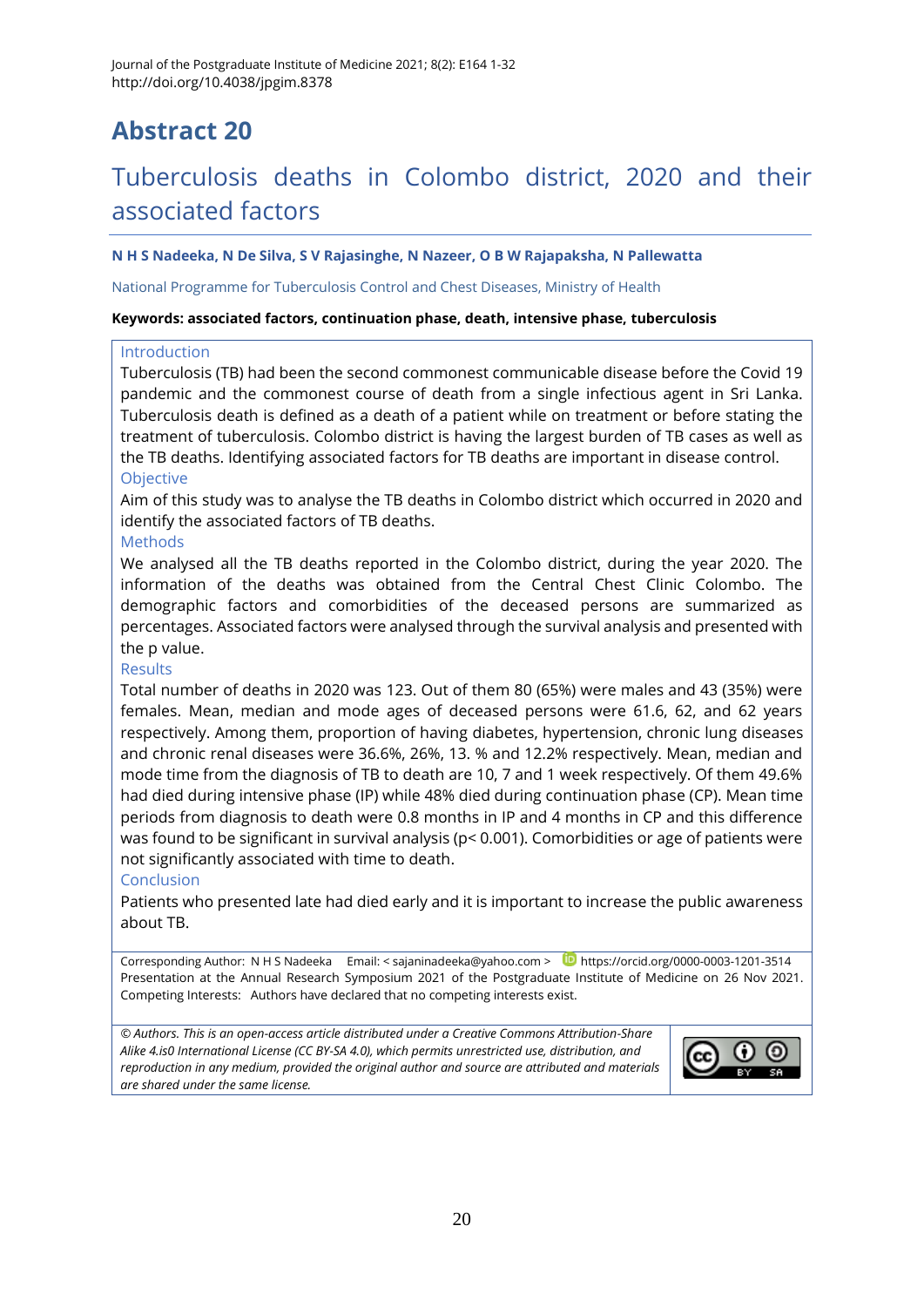# Abstract 20

## Tuberculosis deaths in Colombo district, 2020 and their associated factors

**N H S Nadeeka, N De Silva, S V Rajasinghe, N Nazeer, O B W Rajapaksha, N Pallewatta**

National Programme for Tuberculosis Control and Chest Diseases, Ministry of Health

**Keywords: associated factors, continuation phase, death, intensive phase, tuberculosis**

### Introduction

Tuberculosis (TB) had been the second commonest communicable disease before the Covid 19 pandemic and the commonest course of death from a single infectious agent in Sri Lanka. Tuberculosis death is defined as a death of a patient while on treatment or before stating the treatment of tuberculosis. Colombo district is having the largest burden of TB cases as well as the TB deaths. Identifying associated factors for TB deaths are important in disease control.

### Objective

Aim of this study was to analyse the TB deaths in Colombo district which occurred in 2020 and identify the associated factors of TB deaths.

### Methods

We analysed all the TB deaths reported in the Colombo district, during the year 2020. The information of the deaths was obtained from the Central Chest Clinic Colombo. The demographic factors and comorbidities of the deceased persons are summarized as percentages. Associated factors were analysed through the survival analysis and presented with the p value.

### Results

Total number of deaths in 2020 was 123. Out of them 80 (65%) were males and 43 (35%) were females. Mean, median and mode ages of deceased persons were 61.6, 62, and 62 years respectively. Among them, proportion of having diabetes, hypertension, chronic lung diseases and chronic renal diseases were 36.6%, 26%, 13. % and 12.2% respectively. Mean, median and mode time from the diagnosis of TB to death are 10, 7 and 1 week respectively. Of them 49.6% had died during intensive phase (IP) while 48% died during continuation phase (CP). Mean time periods from diagnosis to death were 0.8 months in IP and 4 months in CP and this difference was found to be significant in survival analysis ($p < 0.001$). Comorbidities or age of patients were not significantly associated with time to death.

### Conclusion

Patients who presented late had died early and it is important to increase the public awareness about TB.

Corresponding Author: N H S Nadeeka Email: < sajaninadeeka@yahoo.com > https://orcid.org/0000-0003-1201-3514
Presentation at the Annual Research Symposium 2021 of the Postgraduate Institute of Medicine on 26 Nov 2021.
Competing Interests: Authors have declared that no competing interests exist.

*© Authors. This is an open-access article distributed under a Creative Commons Attribution-Share Alike 4.is0 International License (CC BY-SA 4.0), which permits unrestricted use, distribution, and reproduction in any medium, provided the original author and source are attributed and materials are shared under the same license.*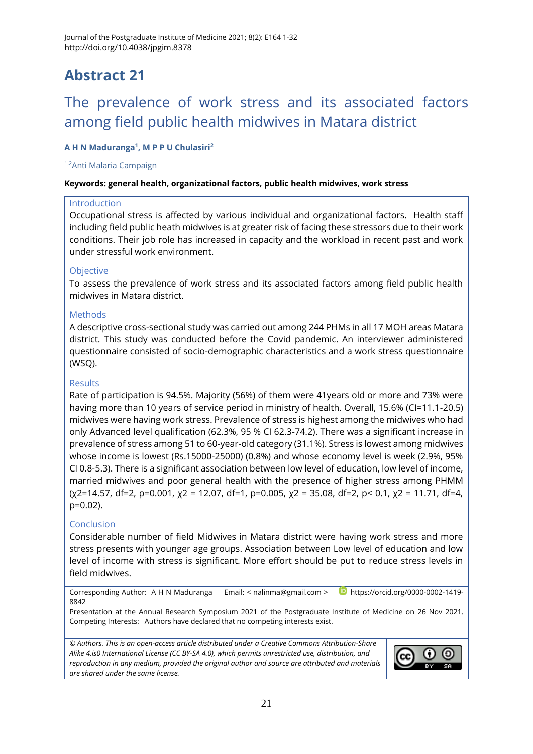# Abstract 21

## The prevalence of work stress and its associated factors among field public health midwives in Matara district

**A H N Maduranga[1], M P P U Chulasiri[2]**

[1,2]Anti Malaria Campaign

**Keywords: general health, organizational factors, public health midwives, work stress**

### Introduction

Occupational stress is affected by various individual and organizational factors. Health staff including field public heath midwives is at greater risk of facing these stressors due to their work conditions. Their job role has increased in capacity and the workload in recent past and work under stressful work environment.

### Objective

To assess the prevalence of work stress and its associated factors among field public health midwives in Matara district.

### Methods

A descriptive cross-sectional study was carried out among 244 PHMs in all 17 MOH areas Matara district. This study was conducted before the Covid pandemic. An interviewer administered questionnaire consisted of socio-demographic characteristics and a work stress questionnaire (WSQ).

### Results

Rate of participation is 94.5%. Majority (56%) of them were 41years old or more and 73% were having more than 10 years of service period in ministry of health. Overall, 15.6% (CI=11.1-20.5) midwives were having work stress. Prevalence of stress is highest among the midwives who had only Advanced level qualification (62.3%, 95 % CI 62.3-74.2). There was a significant increase in prevalence of stress among 51 to 60-year-old category (31.1%). Stress is lowest among midwives whose income is lowest (Rs.15000-25000) (0.8%) and whose economy level is week (2.9%, 95% CI 0.8-5.3). There is a significant association between low level of education, low level of income, married midwives and poor general health with the presence of higher stress among PHMM ($\chi^2$=14.57, df=2, p=0.001, $\chi^2$ = 12.07, df=1, p=0.005, $\chi^2$ = 35.08, df=2, p< 0.1, $\chi^2$ = 11.71, df=4, p=0.02).

### Conclusion

Considerable number of field Midwives in Matara district were having work stress and more stress presents with younger age groups. Association between Low level of education and low level of income with stress is significant. More effort should be put to reduce stress levels in field midwives.

Corresponding Author: A H N Maduranga Email: < nalinma@gmail.com > https://orcid.org/0000-0002-1419-8842

Presentation at the Annual Research Symposium 2021 of the Postgraduate Institute of Medicine on 26 Nov 2021.
Competing Interests: Authors have declared that no competing interests exist.

*© Authors. This is an open-access article distributed under a Creative Commons Attribution-Share Alike 4.is0 International License (CC BY-SA 4.0), which permits unrestricted use, distribution, and reproduction in any medium, provided the original author and source are attributed and materials are shared under the same license.*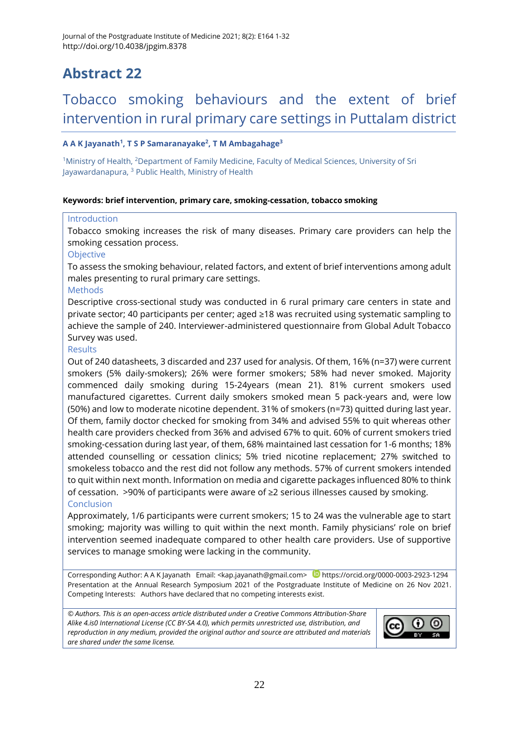# Abstract 22

## Tobacco smoking behaviours and the extent of brief intervention in rural primary care settings in Puttalam district

**A A K Jayanath[1], T S P Samaranayake[2], T M Ambagahage[3]**

[1]Ministry of Health, [2]Department of Family Medicine, Faculty of Medical Sciences, University of Sri Jayawardanapura, [3] Public Health, Ministry of Health

**Keywords: brief intervention, primary care, smoking-cessation, tobacco smoking**

### Introduction

Tobacco smoking increases the risk of many diseases. Primary care providers can help the smoking cessation process.

### Objective

To assess the smoking behaviour, related factors, and extent of brief interventions among adult males presenting to rural primary care settings.

### Methods

Descriptive cross-sectional study was conducted in 6 rural primary care centers in state and private sector; 40 participants per center; aged ≥18 was recruited using systematic sampling to achieve the sample of 240. Interviewer-administered questionnaire from Global Adult Tobacco Survey was used.

### Results

Out of 240 datasheets, 3 discarded and 237 used for analysis. Of them, 16% (n=37) were current smokers (5% daily-smokers); 26% were former smokers; 58% had never smoked. Majority commenced daily smoking during 15-24years (mean 21). 81% current smokers used manufactured cigarettes. Current daily smokers smoked mean 5 pack-years and, were low (50%) and low to moderate nicotine dependent. 31% of smokers (n=73) quitted during last year. Of them, family doctor checked for smoking from 34% and advised 55% to quit whereas other health care providers checked from 36% and advised 67% to quit. 60% of current smokers tried smoking-cessation during last year, of them, 68% maintained last cessation for 1-6 months; 18% attended counselling or cessation clinics; 5% tried nicotine replacement; 27% switched to smokeless tobacco and the rest did not follow any methods. 57% of current smokers intended to quit within next month. Information on media and cigarette packages influenced 80% to think of cessation. >90% of participants were aware of ≥2 serious illnesses caused by smoking.

### Conclusion

Approximately, 1/6 participants were current smokers; 15 to 24 was the vulnerable age to start smoking; majority was willing to quit within the next month. Family physicians' role on brief intervention seemed inadequate compared to other health care providers. Use of supportive services to manage smoking were lacking in the community.

Corresponding Author: A A K Jayanath Email: <kap.jayanath@gmail.com> https://orcid.org/0000-0003-2923-1294
Presentation at the Annual Research Symposium 2021 of the Postgraduate Institute of Medicine on 26 Nov 2021.
Competing Interests: Authors have declared that no competing interests exist.

*© Authors. This is an open-access article distributed under a Creative Commons Attribution-Share Alike 4.is0 International License (CC BY-SA 4.0), which permits unrestricted use, distribution, and reproduction in any medium, provided the original author and source are attributed and materials are shared under the same license.*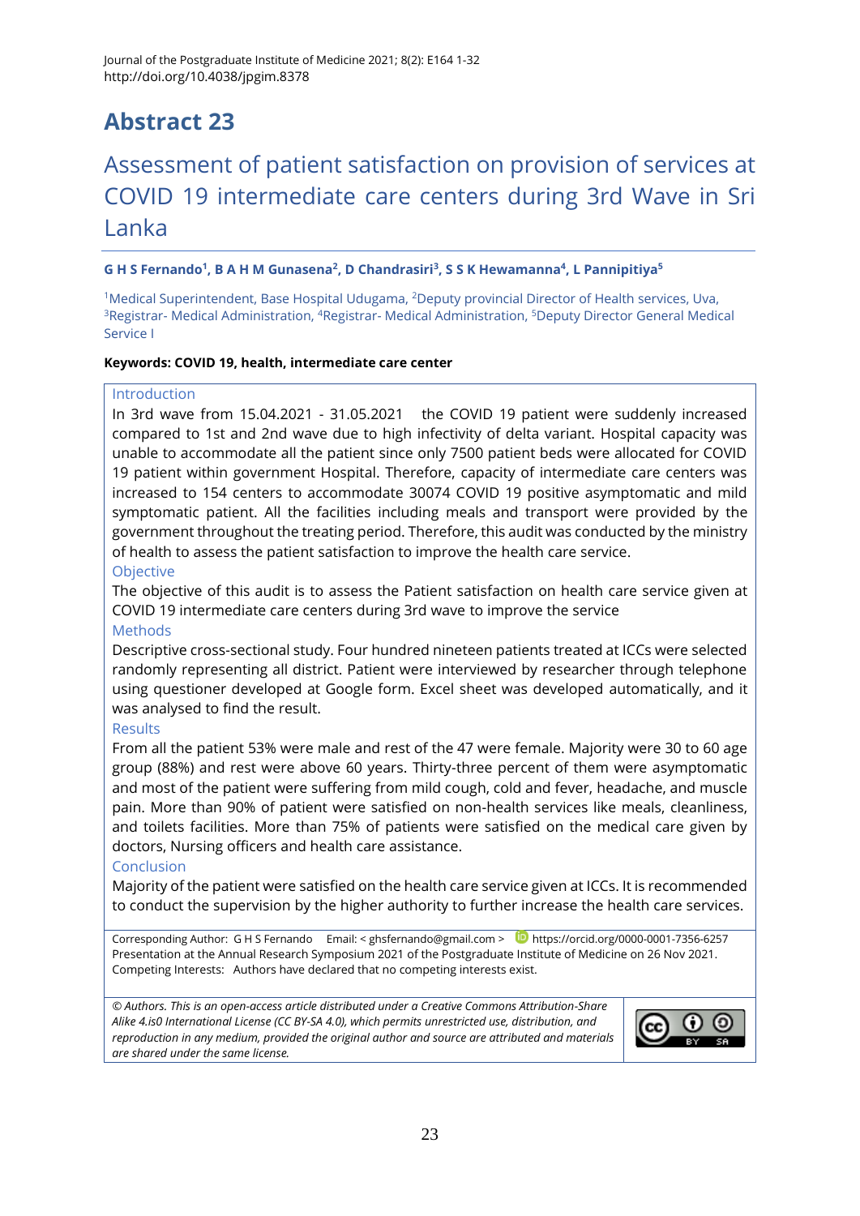# Abstract 23

## Assessment of patient satisfaction on provision of services at COVID 19 intermediate care centers during 3rd Wave in Sri Lanka

**G H S Fernando[1], B A H M Gunasena[2], D Chandrasiri[3], S S K Hewamanna[4], L Pannipitiya[5]**

[1]Medical Superintendent, Base Hospital Udugama, [2]Deputy provincial Director of Health services, Uva, [3]Registrar- Medical Administration, [4]Registrar- Medical Administration, [5]Deputy Director General Medical Service I

**Keywords: COVID 19, health, intermediate care center**

### Introduction

In 3rd wave from 15.04.2021 - 31.05.2021 the COVID 19 patient were suddenly increased compared to 1st and 2nd wave due to high infectivity of delta variant. Hospital capacity was unable to accommodate all the patient since only 7500 patient beds were allocated for COVID 19 patient within government Hospital. Therefore, capacity of intermediate care centers was increased to 154 centers to accommodate 30074 COVID 19 positive asymptomatic and mild symptomatic patient. All the facilities including meals and transport were provided by the government throughout the treating period. Therefore, this audit was conducted by the ministry of health to assess the patient satisfaction to improve the health care service.

### Objective

The objective of this audit is to assess the Patient satisfaction on health care service given at COVID 19 intermediate care centers during 3rd wave to improve the service

### Methods

Descriptive cross-sectional study. Four hundred nineteen patients treated at ICCs were selected randomly representing all district. Patient were interviewed by researcher through telephone using questioner developed at Google form. Excel sheet was developed automatically, and it was analysed to find the result.

### Results

From all the patient 53% were male and rest of the 47 were female. Majority were 30 to 60 age group (88%) and rest were above 60 years. Thirty-three percent of them were asymptomatic and most of the patient were suffering from mild cough, cold and fever, headache, and muscle pain. More than 90% of patient were satisfied on non-health services like meals, cleanliness, and toilets facilities. More than 75% of patients were satisfied on the medical care given by doctors, Nursing officers and health care assistance.

### Conclusion

Majority of the patient were satisfied on the health care service given at ICCs. It is recommended to conduct the supervision by the higher authority to further increase the health care services.

Corresponding Author: G H S Fernando Email: < ghsfernando@gmail.com > https://orcid.org/0000-0001-7356-6257
Presentation at the Annual Research Symposium 2021 of the Postgraduate Institute of Medicine on 26 Nov 2021.
Competing Interests: Authors have declared that no competing interests exist.

*© Authors. This is an open-access article distributed under a Creative Commons Attribution-Share Alike 4.is0 International License (CC BY-SA 4.0), which permits unrestricted use, distribution, and reproduction in any medium, provided the original author and source are attributed and materials are shared under the same license.*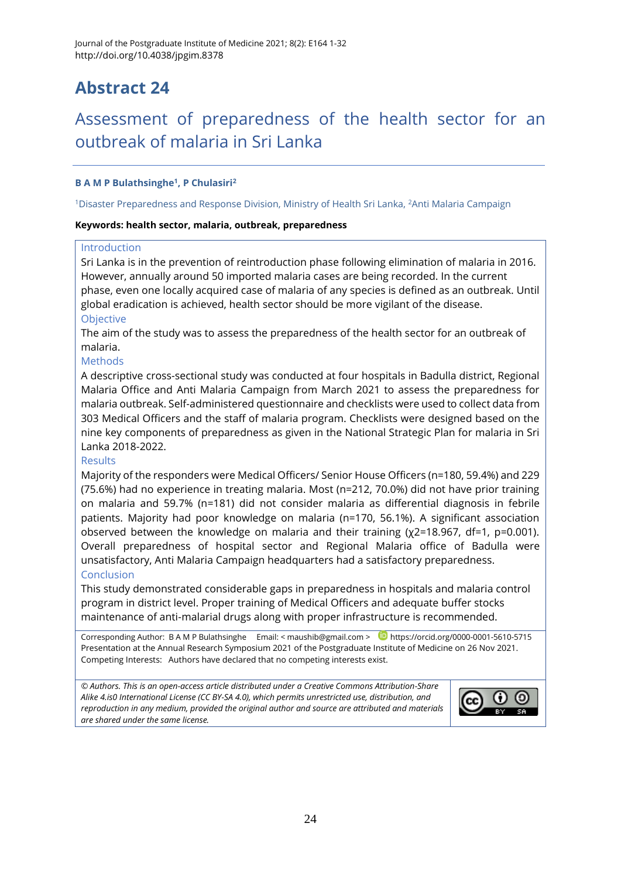# Abstract 24

## Assessment of preparedness of the health sector for an outbreak of malaria in Sri Lanka

**B A M P Bulathsinghe[1], P Chulasiri[2]**

[1]Disaster Preparedness and Response Division, Ministry of Health Sri Lanka, [2]Anti Malaria Campaign

**Keywords: health sector, malaria, outbreak, preparedness**

### Introduction

Sri Lanka is in the prevention of reintroduction phase following elimination of malaria in 2016. However, annually around 50 imported malaria cases are being recorded. In the current phase, even one locally acquired case of malaria of any species is defined as an outbreak. Until global eradication is achieved, health sector should be more vigilant of the disease.

### Objective

The aim of the study was to assess the preparedness of the health sector for an outbreak of malaria.

### Methods

A descriptive cross-sectional study was conducted at four hospitals in Badulla district, Regional Malaria Office and Anti Malaria Campaign from March 2021 to assess the preparedness for malaria outbreak. Self-administered questionnaire and checklists were used to collect data from 303 Medical Officers and the staff of malaria program. Checklists were designed based on the nine key components of preparedness as given in the National Strategic Plan for malaria in Sri Lanka 2018-2022.

### Results

Majority of the responders were Medical Officers/ Senior House Officers (n=180, 59.4%) and 229 (75.6%) had no experience in treating malaria. Most (n=212, 70.0%) did not have prior training on malaria and 59.7% (n=181) did not consider malaria as differential diagnosis in febrile patients. Majority had poor knowledge on malaria (n=170, 56.1%). A significant association observed between the knowledge on malaria and their training ($\chi^2$=18.967, df=1, p=0.001). Overall preparedness of hospital sector and Regional Malaria office of Badulla were unsatisfactory, Anti Malaria Campaign headquarters had a satisfactory preparedness.

### Conclusion

This study demonstrated considerable gaps in preparedness in hospitals and malaria control program in district level. Proper training of Medical Officers and adequate buffer stocks maintenance of anti-malarial drugs along with proper infrastructure is recommended.

Corresponding Author: B A M P Bulathsinghe Email: < maushib@gmail.com > https://orcid.org/0000-0001-5610-5715
Presentation at the Annual Research Symposium 2021 of the Postgraduate Institute of Medicine on 26 Nov 2021.
Competing Interests: Authors have declared that no competing interests exist.

*© Authors. This is an open-access article distributed under a Creative Commons Attribution-Share Alike 4.is0 International License (CC BY-SA 4.0), which permits unrestricted use, distribution, and reproduction in any medium, provided the original author and source are attributed and materials are shared under the same license.*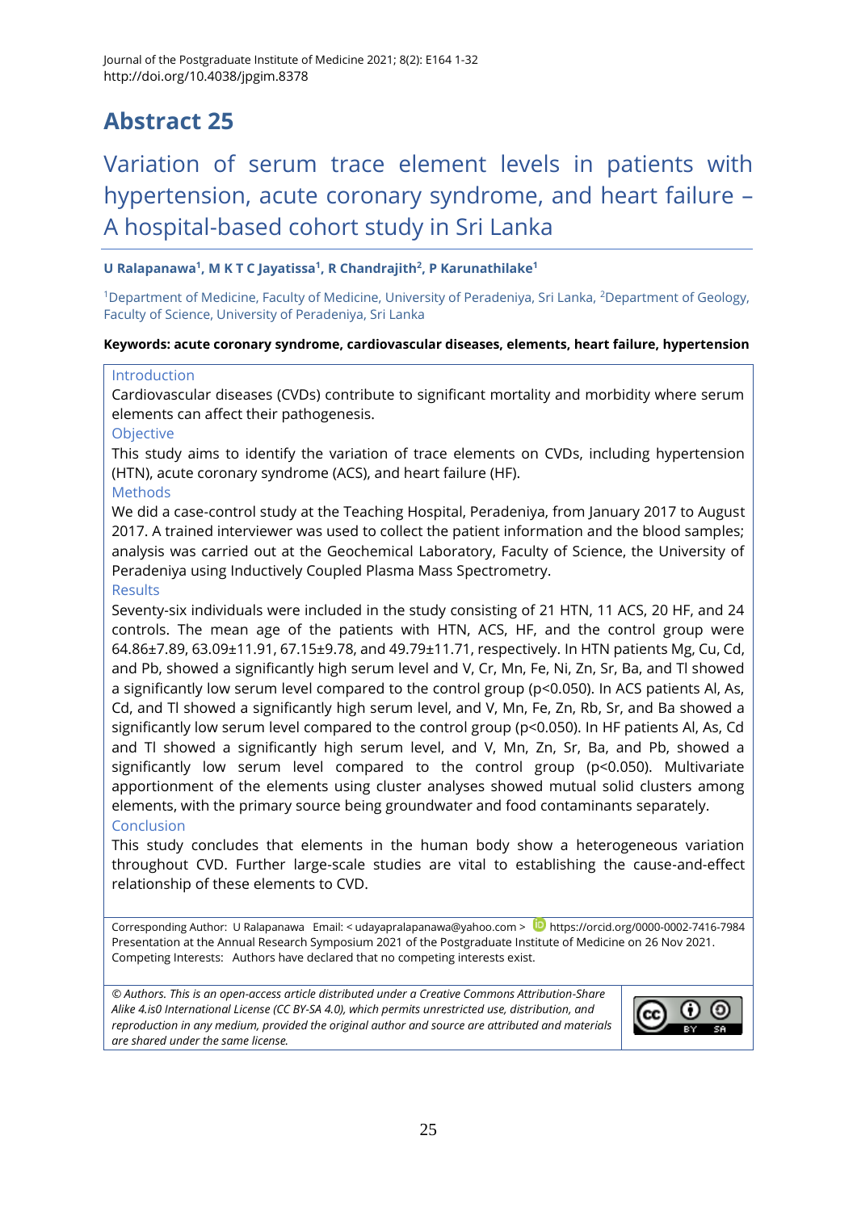# Abstract 25

## Variation of serum trace element levels in patients with hypertension, acute coronary syndrome, and heart failure – A hospital-based cohort study in Sri Lanka

**U Ralapanawa[1], M K T C Jayatissa[1], R Chandrajith[2], P Karunathilake[1]**

[1]Department of Medicine, Faculty of Medicine, University of Peradeniya, Sri Lanka, [2]Department of Geology, Faculty of Science, University of Peradeniya, Sri Lanka

**Keywords: acute coronary syndrome, cardiovascular diseases, elements, heart failure, hypertension**

### Introduction

Cardiovascular diseases (CVDs) contribute to significant mortality and morbidity where serum elements can affect their pathogenesis.

### Objective

This study aims to identify the variation of trace elements on CVDs, including hypertension (HTN), acute coronary syndrome (ACS), and heart failure (HF).

### Methods

We did a case-control study at the Teaching Hospital, Peradeniya, from January 2017 to August 2017. A trained interviewer was used to collect the patient information and the blood samples; analysis was carried out at the Geochemical Laboratory, Faculty of Science, the University of Peradeniya using Inductively Coupled Plasma Mass Spectrometry.

### Results

Seventy-six individuals were included in the study consisting of 21 HTN, 11 ACS, 20 HF, and 24 controls. The mean age of the patients with HTN, ACS, HF, and the control group were 64.86±7.89, 63.09±11.91, 67.15±9.78, and 49.79±11.71, respectively. In HTN patients Mg, Cu, Cd, and Pb, showed a significantly high serum level and V, Cr, Mn, Fe, Ni, Zn, Sr, Ba, and Tl showed a significantly low serum level compared to the control group ($p<0.050$). In ACS patients Al, As, Cd, and Tl showed a significantly high serum level, and V, Mn, Fe, Zn, Rb, Sr, and Ba showed a significantly low serum level compared to the control group ($p<0.050$). In HF patients Al, As, Cd and Tl showed a significantly high serum level, and V, Mn, Zn, Sr, Ba, and Pb, showed a significantly low serum level compared to the control group ($p<0.050$). Multivariate apportionment of the elements using cluster analyses showed mutual solid clusters among elements, with the primary source being groundwater and food contaminants separately.

### Conclusion

This study concludes that elements in the human body show a heterogeneous variation throughout CVD. Further large-scale studies are vital to establishing the cause-and-effect relationship of these elements to CVD.

Corresponding Author: U Ralapanawa Email: < udayapralapanawa@yahoo.com > https://orcid.org/0000-0002-7416-7984
Presentation at the Annual Research Symposium 2021 of the Postgraduate Institute of Medicine on 26 Nov 2021.
Competing Interests: Authors have declared that no competing interests exist.

*© Authors. This is an open-access article distributed under a Creative Commons Attribution-Share Alike 4.is0 International License (CC BY-SA 4.0), which permits unrestricted use, distribution, and reproduction in any medium, provided the original author and source are attributed and materials are shared under the same license.*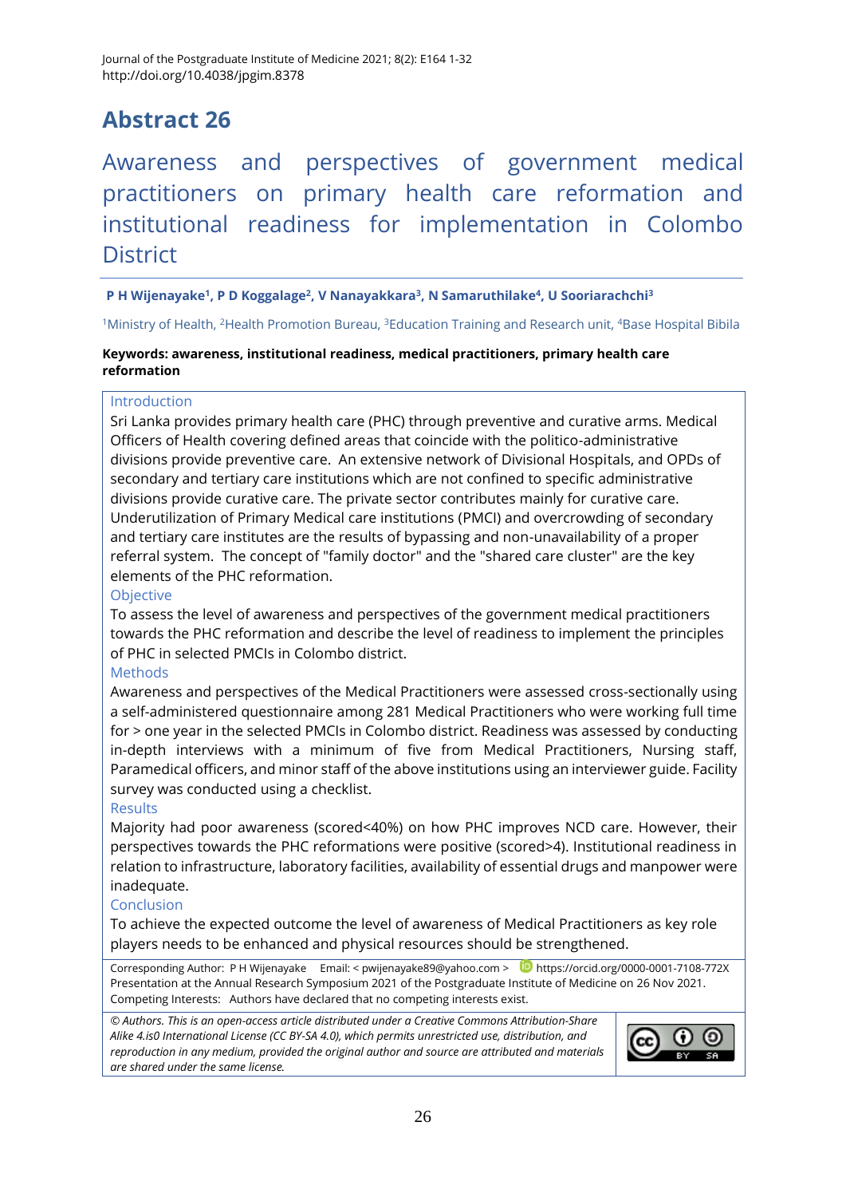# Abstract 26

## Awareness and perspectives of government medical practitioners on primary health care reformation and institutional readiness for implementation in Colombo District

**P H Wijenayake[1], P D Koggalage[2], V Nanayakkara[3], N Samaruthilake[4], U Sooriarachchi[3]**

[1]Ministry of Health, [2]Health Promotion Bureau, [3]Education Training and Research unit, [4]Base Hospital Bibila

**Keywords: awareness, institutional readiness, medical practitioners, primary health care reformation**

### Introduction

Sri Lanka provides primary health care (PHC) through preventive and curative arms. Medical Officers of Health covering defined areas that coincide with the politico-administrative divisions provide preventive care. An extensive network of Divisional Hospitals, and OPDs of secondary and tertiary care institutions which are not confined to specific administrative divisions provide curative care. The private sector contributes mainly for curative care. Underutilization of Primary Medical care institutions (PMCI) and overcrowding of secondary and tertiary care institutes are the results of bypassing and non-unavailability of a proper referral system. The concept of "family doctor" and the "shared care cluster" are the key elements of the PHC reformation.

### Objective

To assess the level of awareness and perspectives of the government medical practitioners towards the PHC reformation and describe the level of readiness to implement the principles of PHC in selected PMCIs in Colombo district.

### Methods

Awareness and perspectives of the Medical Practitioners were assessed cross-sectionally using a self-administered questionnaire among 281 Medical Practitioners who were working full time for > one year in the selected PMCIs in Colombo district. Readiness was assessed by conducting in-depth interviews with a minimum of five from Medical Practitioners, Nursing staff, Paramedical officers, and minor staff of the above institutions using an interviewer guide. Facility survey was conducted using a checklist.

### Results

Majority had poor awareness (scored<40%) on how PHC improves NCD care. However, their perspectives towards the PHC reformations were positive (scored>4). Institutional readiness in relation to infrastructure, laboratory facilities, availability of essential drugs and manpower were inadequate.

### Conclusion

To achieve the expected outcome the level of awareness of Medical Practitioners as key role players needs to be enhanced and physical resources should be strengthened.

Corresponding Author: P H Wijenayake Email: < pwijenayake89@yahoo.com > https://orcid.org/0000-0001-7108-772X
Presentation at the Annual Research Symposium 2021 of the Postgraduate Institute of Medicine on 26 Nov 2021.
Competing Interests: Authors have declared that no competing interests exist.

*© Authors. This is an open-access article distributed under a Creative Commons Attribution-Share Alike 4.is0 International License (CC BY-SA 4.0), which permits unrestricted use, distribution, and reproduction in any medium, provided the original author and source are attributed and materials are shared under the same license.*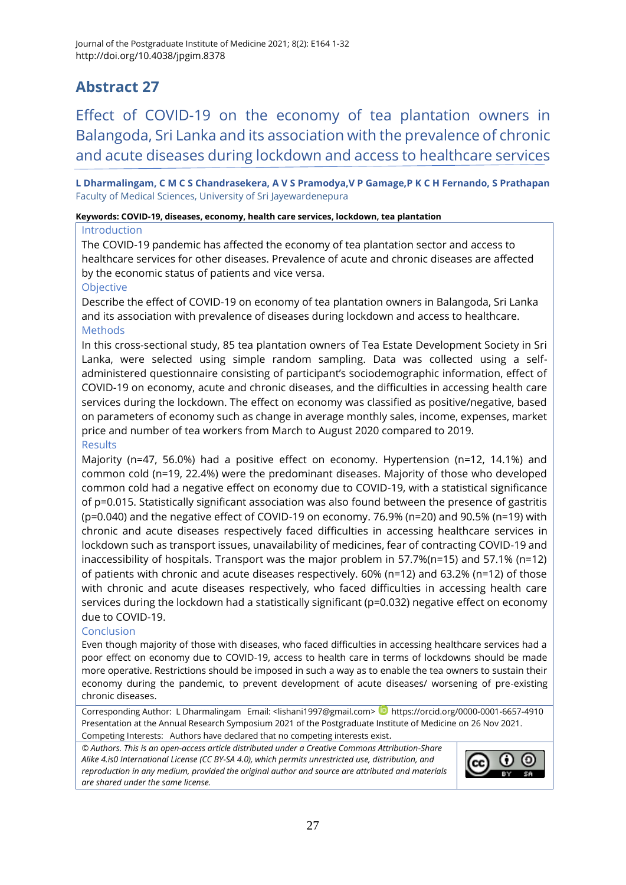# Abstract 27

## Effect of COVID-19 on the economy of tea plantation owners in Balangoda, Sri Lanka and its association with the prevalence of chronic and acute diseases during lockdown and access to healthcare services

**L Dharmalingam, C M C S Chandrasekera, A V S Pramodya,V P Gamage,P K C H Fernando, S Prathapan**

Faculty of Medical Sciences, University of Sri Jayewardenepura

**Keywords: COVID-19, diseases, economy, health care services, lockdown, tea plantation**

### Introduction

The COVID-19 pandemic has affected the economy of tea plantation sector and access to healthcare services for other diseases. Prevalence of acute and chronic diseases are affected by the economic status of patients and vice versa.

### Objective

Describe the effect of COVID-19 on economy of tea plantation owners in Balangoda, Sri Lanka and its association with prevalence of diseases during lockdown and access to healthcare.

### Methods

In this cross-sectional study, 85 tea plantation owners of Tea Estate Development Society in Sri Lanka, were selected using simple random sampling. Data was collected using a self-administered questionnaire consisting of participant's sociodemographic information, effect of COVID-19 on economy, acute and chronic diseases, and the difficulties in accessing health care services during the lockdown. The effect on economy was classified as positive/negative, based on parameters of economy such as change in average monthly sales, income, expenses, market price and number of tea workers from March to August 2020 compared to 2019.

### Results

Majority (n=47, 56.0%) had a positive effect on economy. Hypertension (n=12, 14.1%) and common cold (n=19, 22.4%) were the predominant diseases. Majority of those who developed common cold had a negative effect on economy due to COVID-19, with a statistical significance of p=0.015. Statistically significant association was also found between the presence of gastritis (p=0.040) and the negative effect of COVID-19 on economy. 76.9% (n=20) and 90.5% (n=19) with chronic and acute diseases respectively faced difficulties in accessing healthcare services in lockdown such as transport issues, unavailability of medicines, fear of contracting COVID-19 and inaccessibility of hospitals. Transport was the major problem in 57.7%(n=15) and 57.1% (n=12) of patients with chronic and acute diseases respectively. 60% (n=12) and 63.2% (n=12) of those with chronic and acute diseases respectively, who faced difficulties in accessing health care services during the lockdown had a statistically significant (p=0.032) negative effect on economy due to COVID-19.

### Conclusion

Even though majority of those with diseases, who faced difficulties in accessing healthcare services had a poor effect on economy due to COVID-19, access to health care in terms of lockdowns should be made more operative. Restrictions should be imposed in such a way as to enable the tea owners to sustain their economy during the pandemic, to prevent development of acute diseases/ worsening of pre-existing chronic diseases.

Corresponding Author: L Dharmalingam Email: <lishani1997@gmail.com> https://orcid.org/0000-0001-6657-4910

Presentation at the Annual Research Symposium 2021 of the Postgraduate Institute of Medicine on 26 Nov 2021.

Competing Interests: Authors have declared that no competing interests exist.

*© Authors. This is an open-access article distributed under a Creative Commons Attribution-Share Alike 4.is0 International License (CC BY-SA 4.0), which permits unrestricted use, distribution, and reproduction in any medium, provided the original author and source are attributed and materials are shared under the same license.*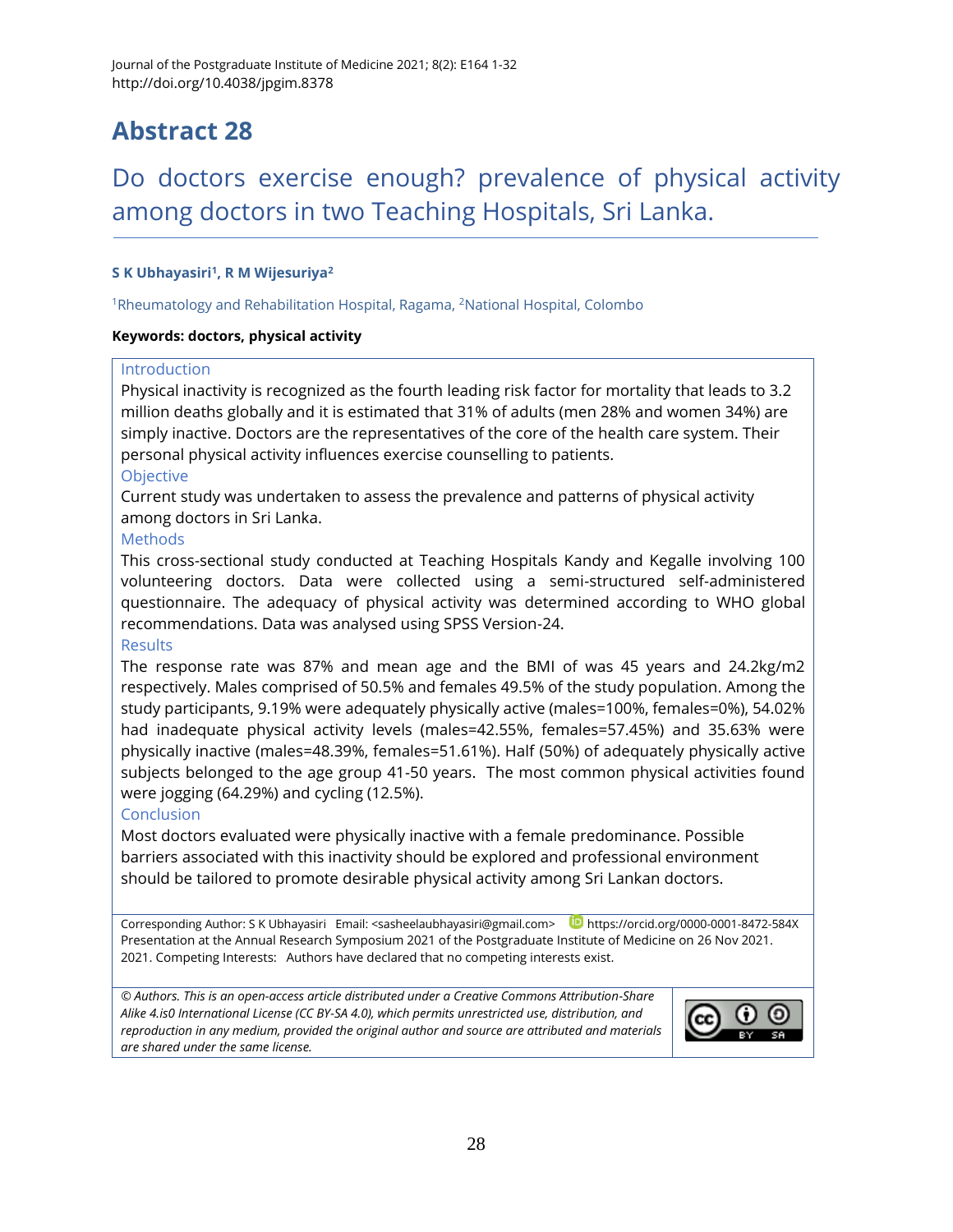# Abstract 28

## Do doctors exercise enough? prevalence of physical activity among doctors in two Teaching Hospitals, Sri Lanka.

**S K Ubhayasiri[1], R M Wijesuriya[2]**

[1]Rheumatology and Rehabilitation Hospital, Ragama, [2]National Hospital, Colombo

**Keywords: doctors, physical activity**

### Introduction

Physical inactivity is recognized as the fourth leading risk factor for mortality that leads to 3.2 million deaths globally and it is estimated that 31% of adults (men 28% and women 34%) are simply inactive. Doctors are the representatives of the core of the health care system. Their personal physical activity influences exercise counselling to patients.

### Objective

Current study was undertaken to assess the prevalence and patterns of physical activity among doctors in Sri Lanka.

### Methods

This cross-sectional study conducted at Teaching Hospitals Kandy and Kegalle involving 100 volunteering doctors. Data were collected using a semi-structured self-administered questionnaire. The adequacy of physical activity was determined according to WHO global recommendations. Data was analysed using SPSS Version-24.

### Results

The response rate was 87% and mean age and the BMI of was 45 years and 24.2kg/m2 respectively. Males comprised of 50.5% and females 49.5% of the study population. Among the study participants, 9.19% were adequately physically active (males=100%, females=0%), 54.02% had inadequate physical activity levels (males=42.55%, females=57.45%) and 35.63% were physically inactive (males=48.39%, females=51.61%). Half (50%) of adequately physically active subjects belonged to the age group 41-50 years. The most common physical activities found were jogging (64.29%) and cycling (12.5%).

### Conclusion

Most doctors evaluated were physically inactive with a female predominance. Possible barriers associated with this inactivity should be explored and professional environment should be tailored to promote desirable physical activity among Sri Lankan doctors.

Corresponding Author: S K Ubhayasiri Email: <sasheelaubhayasiri@gmail.com> https://orcid.org/0000-0001-8472-584X
Presentation at the Annual Research Symposium 2021 of the Postgraduate Institute of Medicine on 26 Nov 2021. 2021. Competing Interests: Authors have declared that no competing interests exist.

*© Authors. This is an open-access article distributed under a Creative Commons Attribution-Share Alike 4.is0 International License (CC BY-SA 4.0), which permits unrestricted use, distribution, and reproduction in any medium, provided the original author and source are attributed and materials are shared under the same license.*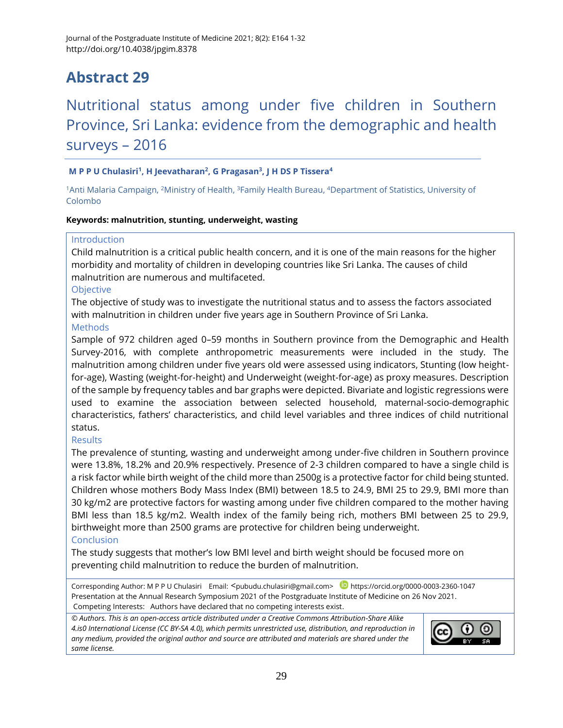# Abstract 29

## Nutritional status among under five children in Southern Province, Sri Lanka: evidence from the demographic and health surveys – 2016

**M P P U Chulasiri[1], H Jeevatharan[2], G Pragasan[3], J H DS P Tissera[4]**

[1]Anti Malaria Campaign, [2]Ministry of Health, [3]Family Health Bureau, [4]Department of Statistics, University of Colombo

**Keywords: malnutrition, stunting, underweight, wasting**

### Introduction

Child malnutrition is a critical public health concern, and it is one of the main reasons for the higher morbidity and mortality of children in developing countries like Sri Lanka. The causes of child malnutrition are numerous and multifaceted.

### Objective

The objective of study was to investigate the nutritional status and to assess the factors associated with malnutrition in children under five years age in Southern Province of Sri Lanka.

### Methods

Sample of 972 children aged 0–59 months in Southern province from the Demographic and Health Survey-2016, with complete anthropometric measurements were included in the study. The malnutrition among children under five years old were assessed using indicators, Stunting (low height-for-age), Wasting (weight-for-height) and Underweight (weight-for-age) as proxy measures. Description of the sample by frequency tables and bar graphs were depicted. Bivariate and logistic regressions were used to examine the association between selected household, maternal-socio-demographic characteristics, fathers' characteristics, and child level variables and three indices of child nutritional status.

### Results

The prevalence of stunting, wasting and underweight among under-five children in Southern province were 13.8%, 18.2% and 20.9% respectively. Presence of 2-3 children compared to have a single child is a risk factor while birth weight of the child more than 2500g is a protective factor for child being stunted. Children whose mothers Body Mass Index (BMI) between 18.5 to 24.9, BMI 25 to 29.9, BMI more than 30 kg/m2 are protective factors for wasting among under five children compared to the mother having BMI less than 18.5 kg/m2. Wealth index of the family being rich, mothers BMI between 25 to 29.9, birthweight more than 2500 grams are protective for children being underweight.

### Conclusion

The study suggests that mother's low BMI level and birth weight should be focused more on preventing child malnutrition to reduce the burden of malnutrition.

Corresponding Author: M P P U Chulasiri Email: <pubudu.chulasiri@gmail.com> https://orcid.org/0000-0003-2360-1047
Presentation at the Annual Research Symposium 2021 of the Postgraduate Institute of Medicine on 26 Nov 2021.
Competing Interests: Authors have declared that no competing interests exist.

*© Authors. This is an open-access article distributed under a Creative Commons Attribution-Share Alike 4.is0 International License (CC BY-SA 4.0), which permits unrestricted use, distribution, and reproduction in any medium, provided the original author and source are attributed and materials are shared under the same license.*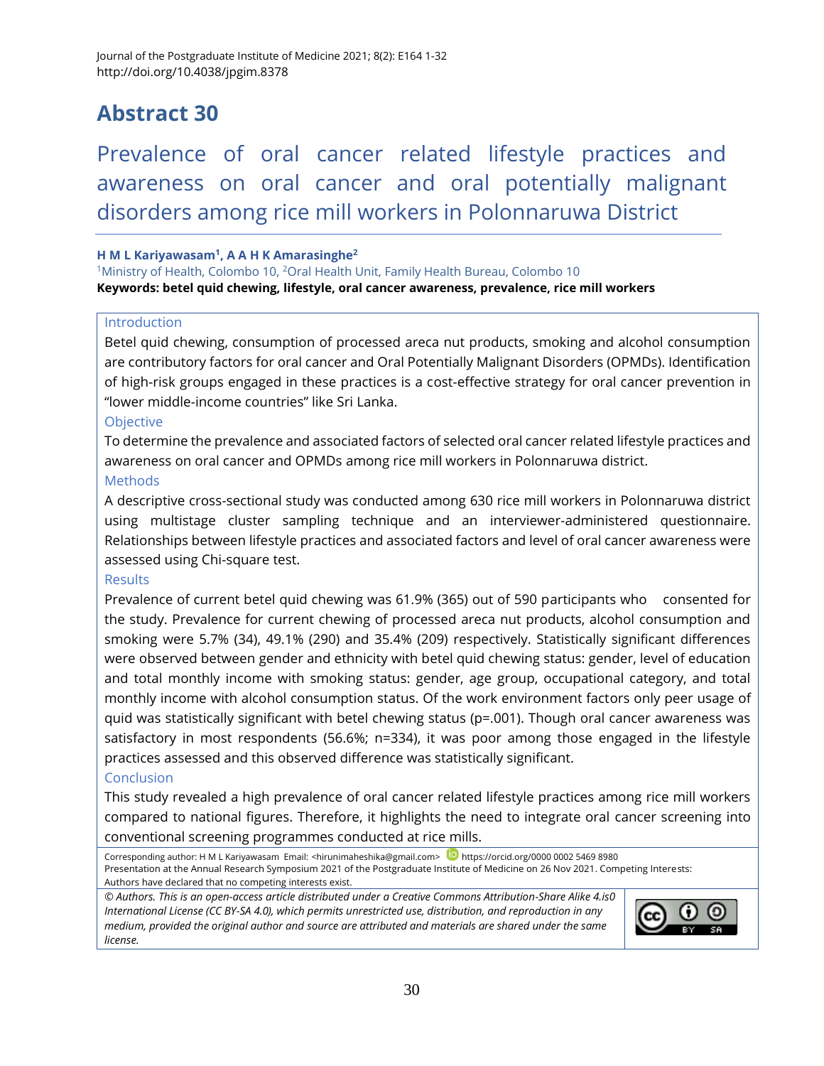# Abstract 30

## Prevalence of oral cancer related lifestyle practices and awareness on oral cancer and oral potentially malignant disorders among rice mill workers in Polonnaruwa District

**H M L Kariyawasam[1], A A H K Amarasinghe[2]**

[1]Ministry of Health, Colombo 10, [2]Oral Health Unit, Family Health Bureau, Colombo 10

**Keywords: betel quid chewing, lifestyle, oral cancer awareness, prevalence, rice mill workers**

### Introduction

Betel quid chewing, consumption of processed areca nut products, smoking and alcohol consumption are contributory factors for oral cancer and Oral Potentially Malignant Disorders (OPMDs). Identification of high-risk groups engaged in these practices is a cost-effective strategy for oral cancer prevention in "lower middle-income countries" like Sri Lanka.

### Objective

To determine the prevalence and associated factors of selected oral cancer related lifestyle practices and awareness on oral cancer and OPMDs among rice mill workers in Polonnaruwa district.

### Methods

A descriptive cross-sectional study was conducted among 630 rice mill workers in Polonnaruwa district using multistage cluster sampling technique and an interviewer-administered questionnaire. Relationships between lifestyle practices and associated factors and level of oral cancer awareness were assessed using Chi-square test.

### Results

Prevalence of current betel quid chewing was 61.9% (365) out of 590 participants who consented for the study. Prevalence for current chewing of processed areca nut products, alcohol consumption and smoking were 5.7% (34), 49.1% (290) and 35.4% (209) respectively. Statistically significant differences were observed between gender and ethnicity with betel quid chewing status: gender, level of education and total monthly income with smoking status: gender, age group, occupational category, and total monthly income with alcohol consumption status. Of the work environment factors only peer usage of quid was statistically significant with betel chewing status (p=.001). Though oral cancer awareness was satisfactory in most respondents (56.6%; n=334), it was poor among those engaged in the lifestyle practices assessed and this observed difference was statistically significant.

### Conclusion

This study revealed a high prevalence of oral cancer related lifestyle practices among rice mill workers compared to national figures. Therefore, it highlights the need to integrate oral cancer screening into conventional screening programmes conducted at rice mills.

Corresponding author: H M L Kariyawasam Email: <hirunimaheshika@gmail.com> https://orcid.org/0000 0002 5469 8980

Presentation at the Annual Research Symposium 2021 of the Postgraduate Institute of Medicine on 26 Nov 2021. Competing Interests: Authors have declared that no competing interests exist.

*© Authors. This is an open-access article distributed under a Creative Commons Attribution-Share Alike 4.is0 International License (CC BY-SA 4.0), which permits unrestricted use, distribution, and reproduction in any medium, provided the original author and source are attributed and materials are shared under the same license.*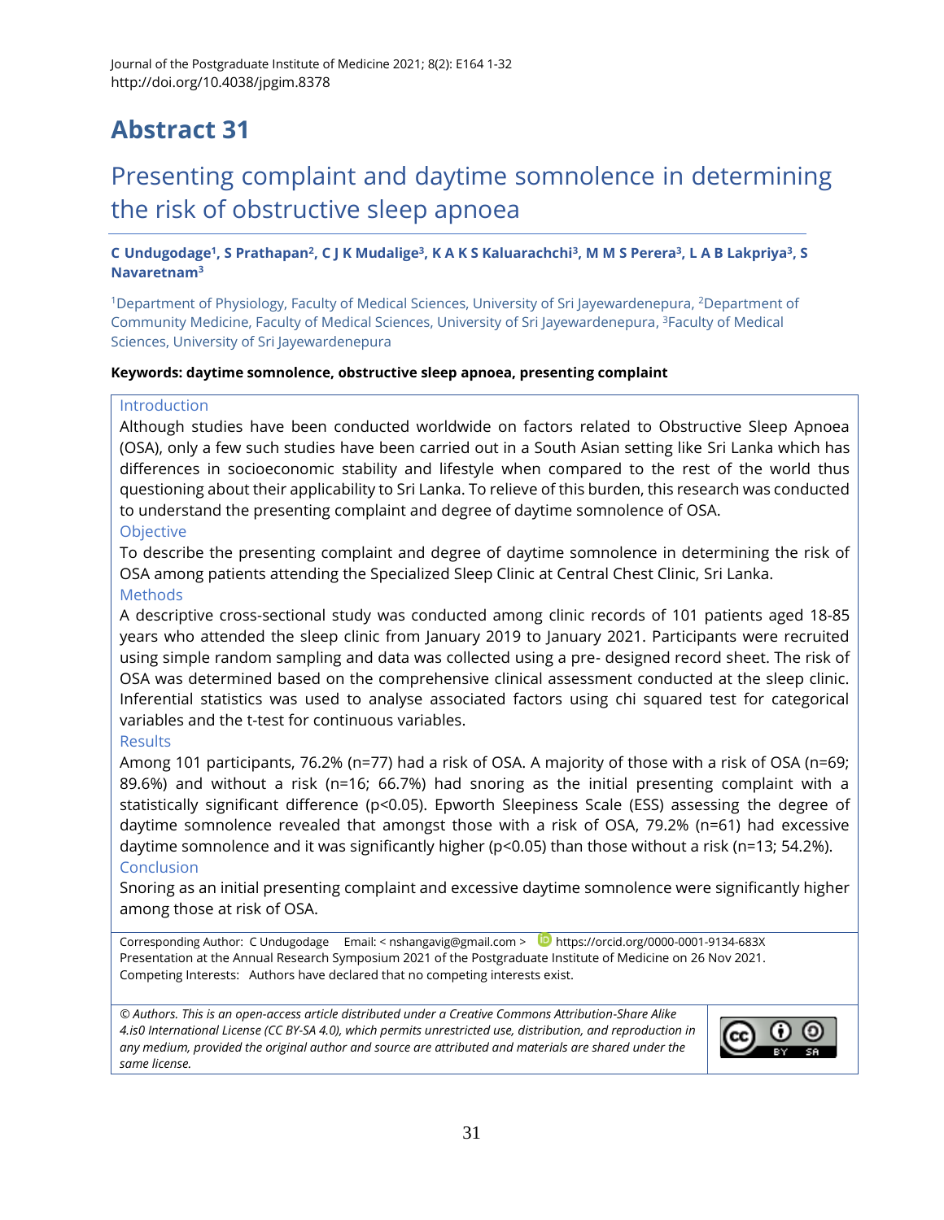# Abstract 31

## Presenting complaint and daytime somnolence in determining the risk of obstructive sleep apnoea

**C Undugodage[1], S Prathapan[2], C J K Mudalige[3], K A K S Kaluarachchi[3], M M S Perera[3], L A B Lakpriya[3], S Navaretnam[3]**

[1]Department of Physiology, Faculty of Medical Sciences, University of Sri Jayewardenepura, [2]Department of Community Medicine, Faculty of Medical Sciences, University of Sri Jayewardenepura, [3]Faculty of Medical Sciences, University of Sri Jayewardenepura

**Keywords: daytime somnolence, obstructive sleep apnoea, presenting complaint**

### Introduction

Although studies have been conducted worldwide on factors related to Obstructive Sleep Apnoea (OSA), only a few such studies have been carried out in a South Asian setting like Sri Lanka which has differences in socioeconomic stability and lifestyle when compared to the rest of the world thus questioning about their applicability to Sri Lanka. To relieve of this burden, this research was conducted to understand the presenting complaint and degree of daytime somnolence of OSA.

### Objective

To describe the presenting complaint and degree of daytime somnolence in determining the risk of OSA among patients attending the Specialized Sleep Clinic at Central Chest Clinic, Sri Lanka.

### Methods

A descriptive cross-sectional study was conducted among clinic records of 101 patients aged 18-85 years who attended the sleep clinic from January 2019 to January 2021. Participants were recruited using simple random sampling and data was collected using a pre- designed record sheet. The risk of OSA was determined based on the comprehensive clinical assessment conducted at the sleep clinic. Inferential statistics was used to analyse associated factors using chi squared test for categorical variables and the t-test for continuous variables.

### Results

Among 101 participants, 76.2% (n=77) had a risk of OSA. A majority of those with a risk of OSA (n=69; 89.6%) and without a risk (n=16; 66.7%) had snoring as the initial presenting complaint with a statistically significant difference ($p<0.05$). Epworth Sleepiness Scale (ESS) assessing the degree of daytime somnolence revealed that amongst those with a risk of OSA, 79.2% (n=61) had excessive daytime somnolence and it was significantly higher ($p<0.05$) than those without a risk (n=13; 54.2%).

### Conclusion

Snoring as an initial presenting complaint and excessive daytime somnolence were significantly higher among those at risk of OSA.

Corresponding Author: C Undugodage Email: < nshangavig@gmail.com > https://orcid.org/0000-0001-9134-683X
Presentation at the Annual Research Symposium 2021 of the Postgraduate Institute of Medicine on 26 Nov 2021.
Competing Interests: Authors have declared that no competing interests exist.

*© Authors. This is an open-access article distributed under a Creative Commons Attribution-Share Alike 4.is0 International License (CC BY-SA 4.0), which permits unrestricted use, distribution, and reproduction in any medium, provided the original author and source are attributed and materials are shared under the same license.*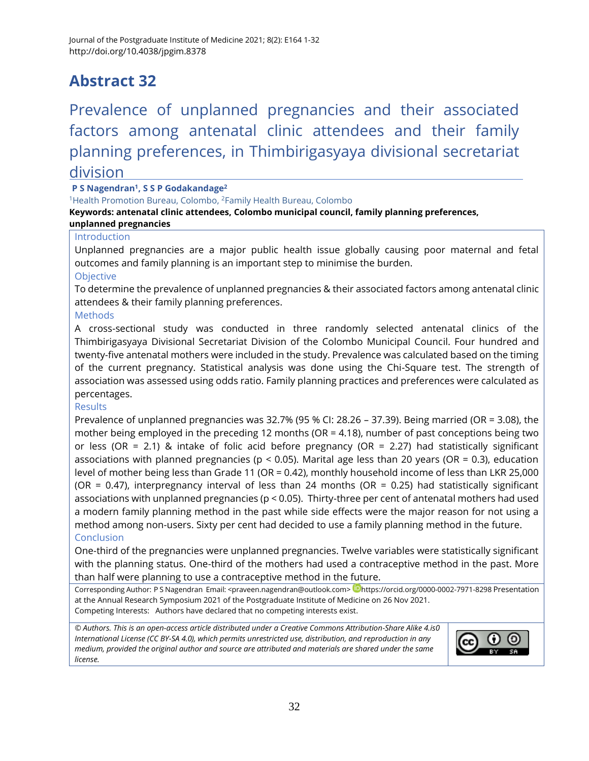# Abstract 32

## Prevalence of unplanned pregnancies and their associated factors among antenatal clinic attendees and their family planning preferences, in Thimbirigasyaya divisional secretariat division

**P S Nagendran[1], S S P Godakandage[2]**

[1]Health Promotion Bureau, Colombo, [2]Family Health Bureau, Colombo

**Keywords: antenatal clinic attendees, Colombo municipal council, family planning preferences, unplanned pregnancies**

### Introduction

Unplanned pregnancies are a major public health issue globally causing poor maternal and fetal outcomes and family planning is an important step to minimise the burden.

### Objective

To determine the prevalence of unplanned pregnancies & their associated factors among antenatal clinic attendees & their family planning preferences.

### Methods

A cross-sectional study was conducted in three randomly selected antenatal clinics of the Thimbirigasyaya Divisional Secretariat Division of the Colombo Municipal Council. Four hundred and twenty-five antenatal mothers were included in the study. Prevalence was calculated based on the timing of the current pregnancy. Statistical analysis was done using the Chi-Square test. The strength of association was assessed using odds ratio. Family planning practices and preferences were calculated as percentages.

### Results

Prevalence of unplanned pregnancies was 32.7% (95 % CI: 28.26 – 37.39). Being married (OR = 3.08), the mother being employed in the preceding 12 months (OR = 4.18), number of past conceptions being two or less (OR = 2.1) & intake of folic acid before pregnancy (OR = 2.27) had statistically significant associations with planned pregnancies ($p < 0.05$). Marital age less than 20 years (OR = 0.3), education level of mother being less than Grade 11 (OR = 0.42), monthly household income of less than LKR 25,000 (OR = 0.47), interpregnancy interval of less than 24 months (OR = 0.25) had statistically significant associations with unplanned pregnancies ($p < 0.05$). Thirty-three per cent of antenatal mothers had used a modern family planning method in the past while side effects were the major reason for not using a method among non-users. Sixty per cent had decided to use a family planning method in the future.

### Conclusion

One-third of the pregnancies were unplanned pregnancies. Twelve variables were statistically significant with the planning status. One-third of the mothers had used a contraceptive method in the past. More than half were planning to use a contraceptive method in the future.

Corresponding Author: P S Nagendran Email: <praveen.nagendran@outlook.com> https://orcid.org/0000-0002-7971-8298 Presentation at the Annual Research Symposium 2021 of the Postgraduate Institute of Medicine on 26 Nov 2021.
Competing Interests: Authors have declared that no competing interests exist.

*© Authors. This is an open-access article distributed under a Creative Commons Attribution-Share Alike 4.is0 International License (CC BY-SA 4.0), which permits unrestricted use, distribution, and reproduction in any medium, provided the original author and source are attributed and materials are shared under the same license.*